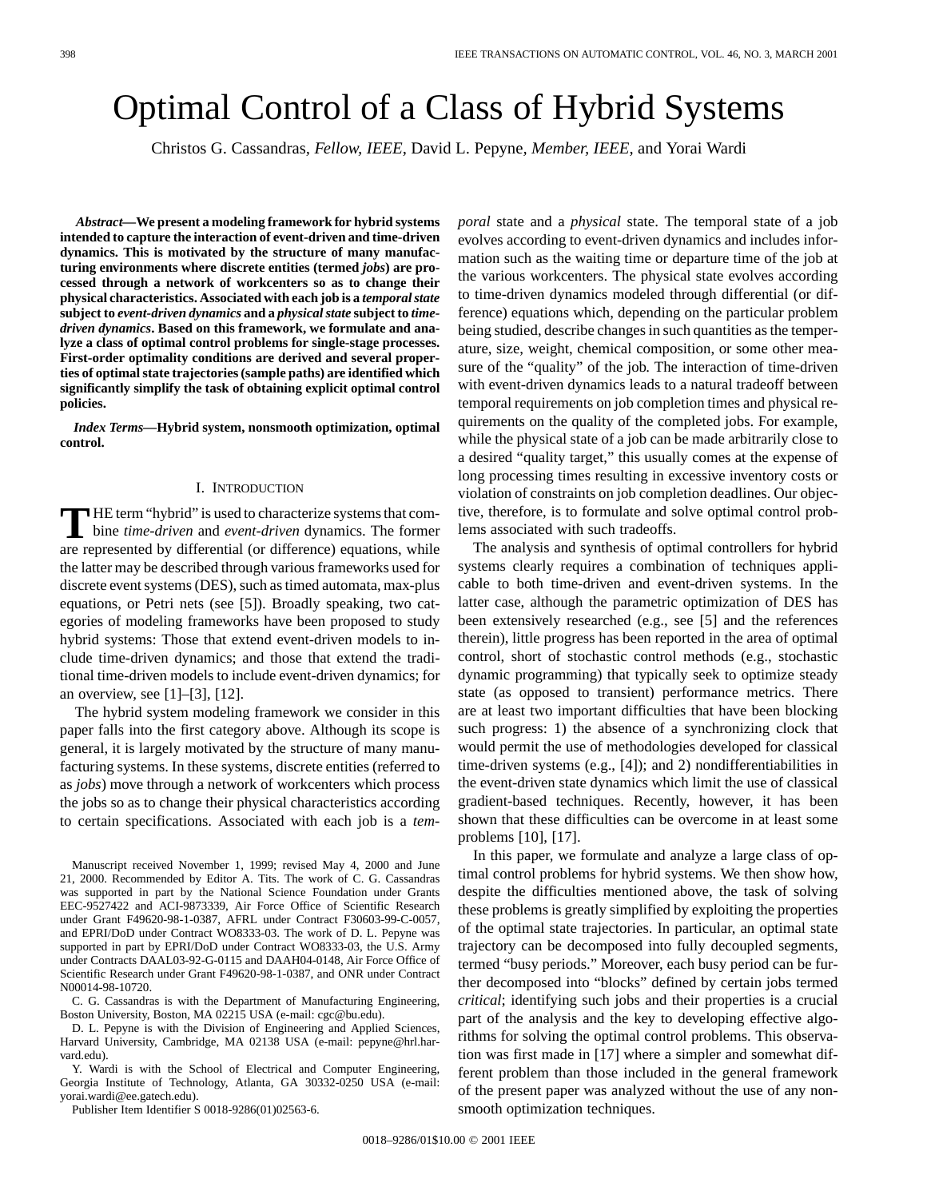# Optimal Control of a Class of Hybrid Systems

Christos G. Cassandras, *Fellow, IEEE*, David L. Pepyne, *Member, IEEE*, and Yorai Wardi

***Abstract*—We present a modeling framework for hybrid systems intended to capture the interaction of event-driven and time-driven dynamics. This is motivated by the structure of many manufacturing environments where discrete entities (termed *jobs*) are processed through a network of workcenters so as to change their physical characteristics. Associated with each job is a *temporal state* subject to *event-driven dynamics* and a *physical state* subject to *time-driven dynamics*. Based on this framework, we formulate and analyze a class of optimal control problems for single-stage processes. First-order optimality conditions are derived and several properties of optimal state trajectories (sample paths) are identified which significantly simplify the task of obtaining explicit optimal control policies.**

***Index Terms*—Hybrid system, nonsmooth optimization, optimal control.**

## I. Introduction

The term "hybrid" is used to characterize systems that combine *time-driven* and *event-driven* dynamics. The former are represented by differential (or difference) equations, while the latter may be described through various frameworks used for discrete event systems (DES), such as timed automata, max-plus equations, or Petri nets (see [5]). Broadly speaking, two categories of modeling frameworks have been proposed to study hybrid systems: Those that extend event-driven models to include time-driven dynamics; and those that extend the traditional time-driven models to include event-driven dynamics; for an overview, see [1]–[3], [12].

The hybrid system modeling framework we consider in this paper falls into the first category above. Although its scope is general, it is largely motivated by the structure of many manufacturing systems. In these systems, discrete entities (referred to as *jobs*) move through a network of workcenters which process the jobs so as to change their physical characteristics according to certain specifications. Associated with each job is a *temporal* state and a *physical* state. The temporal state of a job evolves according to event-driven dynamics and includes information such as the waiting time or departure time of the job at the various workcenters. The physical state evolves according to time-driven dynamics modeled through differential (or difference) equations which, depending on the particular problem being studied, describe changes in such quantities as the temperature, size, weight, chemical composition, or some other measure of the "quality" of the job. The interaction of time-driven with event-driven dynamics leads to a natural tradeoff between temporal requirements on job completion times and physical requirements on the quality of the completed jobs. For example, while the physical state of a job can be made arbitrarily close to a desired "quality target," this usually comes at the expense of long processing times resulting in excessive inventory costs or violation of constraints on job completion deadlines. Our objective, therefore, is to formulate and solve optimal control problems associated with such tradeoffs.

The analysis and synthesis of optimal controllers for hybrid systems clearly requires a combination of techniques applicable to both time-driven and event-driven systems. In the latter case, although the parametric optimization of DES has been extensively researched (e.g., see [5] and the references therein), little progress has been reported in the area of optimal control, short of stochastic control methods (e.g., stochastic dynamic programming) that typically seek to optimize steady state (as opposed to transient) performance metrics. There are at least two important difficulties that have been blocking such progress: 1) the absence of a synchronizing clock that would permit the use of methodologies developed for classical time-driven systems (e.g., [4]); and 2) nondifferentiabilities in the event-driven state dynamics which limit the use of classical gradient-based techniques. Recently, however, it has been shown that these difficulties can be overcome in at least some problems [10], [17].

In this paper, we formulate and analyze a large class of optimal control problems for hybrid systems. We then show how, despite the difficulties mentioned above, the task of solving these problems is greatly simplified by exploiting the properties of the optimal state trajectories. In particular, an optimal state trajectory can be decomposed into fully decoupled segments, termed "busy periods." Moreover, each busy period can be further decomposed into "blocks" defined by certain jobs termed *critical*; identifying such jobs and their properties is a crucial part of the analysis and the key to developing effective algorithms for solving the optimal control problems. This observation was first made in [17] where a simpler and somewhat different problem than those included in the general framework of the present paper was analyzed without the use of any nonsmooth optimization techniques.

---

Manuscript received November 1, 1999; revised May 4, 2000 and June 21, 2000. Recommended by Editor A. Tits. The work of C. G. Cassandras was supported in part by the National Science Foundation under Grants EEC-9527422 and ACI-9873339, Air Force Office of Scientific Research under Grant F49620-98-1-0387, AFRL under Contract F30603-99-C-0057, and EPRI/DoD under Contract WO8333-03. The work of D. L. Pepyne was supported in part by EPRI/DoD under Contract WO8333-03, the U.S. Army under Contracts DAAL03-92-G-0115 and DAAH04-0148, Air Force Office of Scientific Research under Grant F49620-98-1-0387, and ONR under Contract N00014-98-10720.

C. G. Cassandras is with the Department of Manufacturing Engineering, Boston University, Boston, MA 02215 USA (e-mail: cgc@bu.edu).

D. L. Pepyne is with the Division of Engineering and Applied Sciences, Harvard University, Cambridge, MA 02138 USA (e-mail: pepyne@hrl.harvard.edu).

Y. Wardi is with the School of Electrical and Computer Engineering, Georgia Institute of Technology, Atlanta, GA 30332-0250 USA (e-mail: yorai.wardi@ee.gatech.edu).

Publisher Item Identifier S 0018-9286(01)02563-6.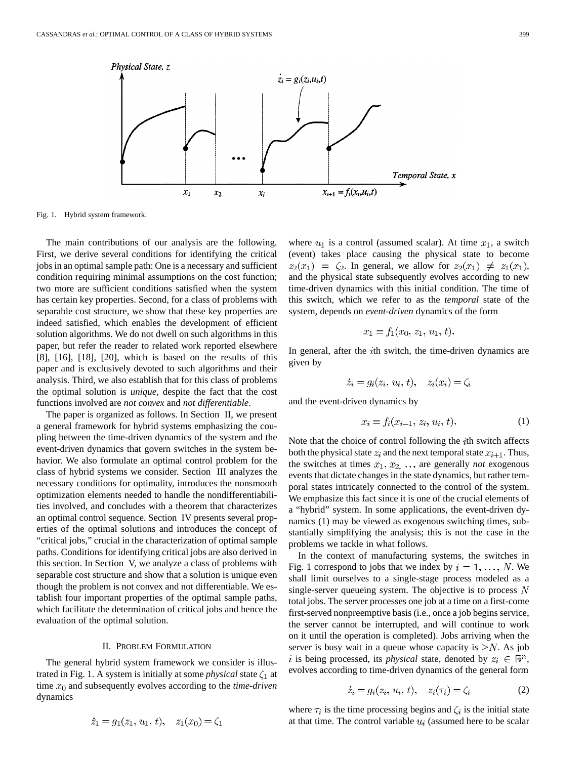Fig. 1. Hybrid system framework.

The main contributions of our analysis are the following. First, we derive several conditions for identifying the critical jobs in an optimal sample path: One is a necessary and sufficient condition requiring minimal assumptions on the cost function; two more are sufficient conditions satisfied when the system has certain key properties. Second, for a class of problems with separable cost structure, we show that these key properties are indeed satisfied, which enables the development of efficient solution algorithms. We do not dwell on such algorithms in this paper, but refer the reader to related work reported elsewhere [8], [16], [18], [20], which is based on the results of this paper and is exclusively devoted to such algorithms and their analysis. Third, we also establish that for this class of problems the optimal solution is *unique*, despite the fact that the cost functions involved are *not convex* and *not differentiable*.

The paper is organized as follows. In Section II, we present a general framework for hybrid systems emphasizing the coupling between the time-driven dynamics of the system and the event-driven dynamics that govern switches in the system behavior. We also formulate an optimal control problem for the class of hybrid systems we consider. Section III analyzes the necessary conditions for optimality, introduces the nonsmooth optimization elements needed to handle the nondifferentiabilities involved, and concludes with a theorem that characterizes an optimal control sequence. Section IV presents several properties of the optimal solutions and introduces the concept of "critical jobs," crucial in the characterization of optimal sample paths. Conditions for identifying critical jobs are also derived in this section. In Section V, we analyze a class of problems with separable cost structure and show that a solution is unique even though the problem is not convex and not differentiable. We establish four important properties of the optimal sample paths, which facilitate the determination of critical jobs and hence the evaluation of the optimal solution.

## II. Problem Formulation

The general hybrid system framework we consider is illustrated in Fig. 1. A system is initially at some *physical* state $\zeta_1$ at time $x_0$ and subsequently evolves according to the *time-driven* dynamics

$$\dot{z}_1 = g_1(z_1, u_1, t), \quad z_1(x_0) = \zeta_1$$

where $u_1$ is a control (assumed scalar). At time $x_1$, a switch (event) takes place causing the physical state to become $z_2(x_1) = \zeta_2$. In general, we allow for $z_2(x_1) \neq z_1(x_1)$, and the physical state subsequently evolves according to new time-driven dynamics with this initial condition. The time of this switch, which we refer to as the *temporal* state of the system, depends on *event-driven* dynamics of the form

$$x_1 = f_1(x_0, z_1, u_1, t).$$

In general, after the $i$th switch, the time-driven dynamics are given by

$$\dot{z}_i = g_i(z_i, u_i, t), \quad z_i(x_i) = \zeta_i$$

and the event-driven dynamics by

$$x_i = f_i(x_{i-1}, z_i, u_i, t). \tag{1}$$

Note that the choice of control following the $i$th switch affects both the physical state $z_i$ and the next temporal state $x_{i+1}$. Thus, the switches at times $x_1, x_2, \ldots$ are generally *not* exogenous events that dictate changes in the state dynamics, but rather temporal states intricately connected to the control of the system. We emphasize this fact since it is one of the crucial elements of a "hybrid" system. In some applications, the event-driven dynamics (1) may be viewed as exogenous switching times, substantially simplifying the analysis; this is not the case in the problems we tackle in what follows.

In the context of manufacturing systems, the switches in Fig. 1 correspond to jobs that we index by $i = 1, \ldots, N$. We shall limit ourselves to a single-stage process modeled as a single-server queueing system. The objective is to process $N$ total jobs. The server processes one job at a time on a first-come first-served nonpreemptive basis (i.e., once a job begins service, the server cannot be interrupted, and will continue to work on it until the operation is completed). Jobs arriving when the server is busy wait in a queue whose capacity is $\geq N$. As job $i$ is being processed, its *physical* state, denoted by $z_i \in \mathbb{R}^n$, evolves according to time-driven dynamics of the general form

$$\dot{z}_i = g_i(z_i, u_i, t), \quad z_i(\tau_i) = \zeta_i \tag{2}$$

where $\tau_i$ is the time processing begins and $\zeta_i$ is the initial state at that time. The control variable $u_i$ (assumed here to be scalar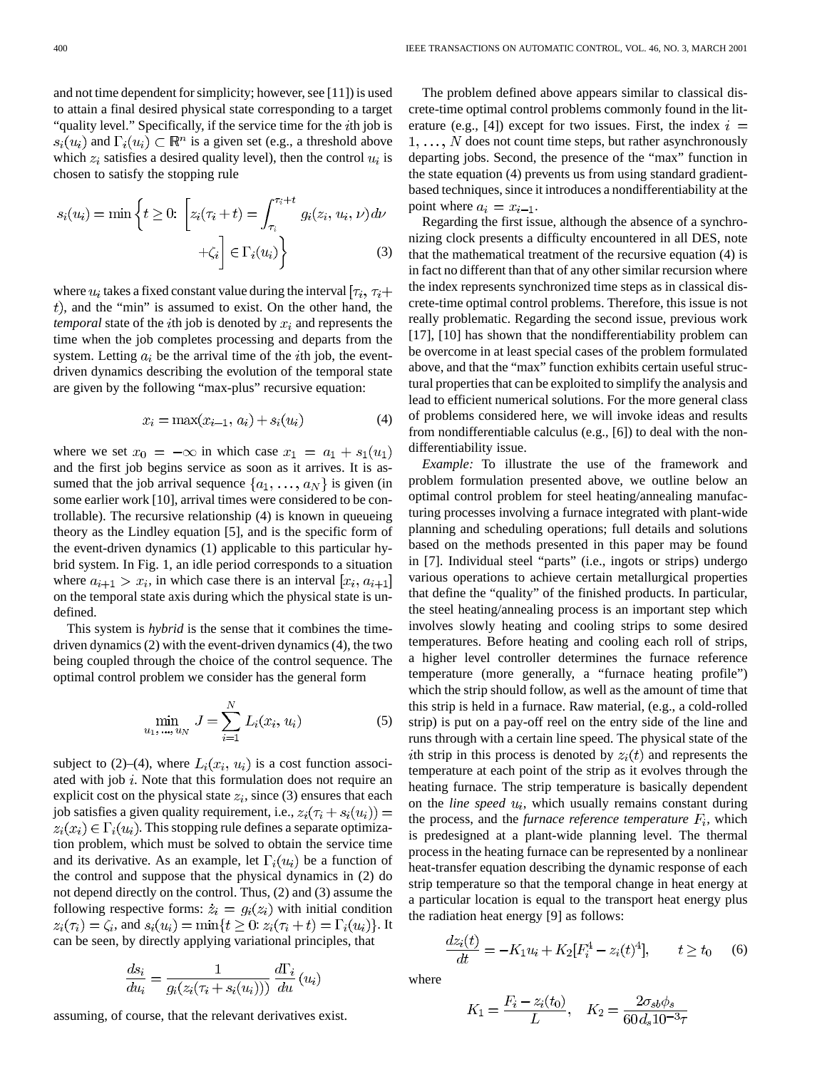and not time dependent for simplicity; however, see [11]) is used to attain a final desired physical state corresponding to a target "quality level." Specifically, if the service time for the $i$th job is $s_i(u_i)$ and $\Gamma_i(u_i) \subset \mathbb{R}^n$ is a given set (e.g., a threshold above which $z_i$ satisfies a desired quality level), then the control $u_i$ is chosen to satisfy the stopping rule

$$s_i(u_i) = \min\left\{t \geq 0\colon \left[z_i(\tau_i + t) = \int_{\tau_i}^{\tau_i+t} g_i(z_i, u_i, \nu)\, d\nu + \zeta_i\right] \in \Gamma_i(u_i)\right\} \tag{3}$$

where $u_i$ takes a fixed constant value during the interval $[\tau_i, \tau_i + t)$, and the "min" is assumed to exist. On the other hand, the *temporal* state of the $i$th job is denoted by $x_i$ and represents the time when the job completes processing and departs from the system. Letting $a_i$ be the arrival time of the $i$th job, the event-driven dynamics describing the evolution of the temporal state are given by the following "max-plus" recursive equation:

$$x_i = \max(x_{i-1}, a_i) + s_i(u_i) \tag{4}$$

where we set $x_0 = -\infty$ in which case $x_1 = a_1 + s_1(u_1)$ and the first job begins service as soon as it arrives. It is assumed that the job arrival sequence $\{a_1, \ldots, a_N\}$ is given (in some earlier work [10], arrival times were considered to be controllable). The recursive relationship (4) is known in queueing theory as the Lindley equation [5], and is the specific form of the event-driven dynamics (1) applicable to this particular hybrid system. In Fig. 1, an idle period corresponds to a situation where $a_{i+1} > x_i$, in which case there is an interval $[x_i, a_{i+1}]$ on the temporal state axis during which the physical state is undefined.

This system is *hybrid* is the sense that it combines the time-driven dynamics (2) with the event-driven dynamics (4), the two being coupled through the choice of the control sequence. The optimal control problem we consider has the general form

$$\min_{u_1, \ldots, u_N} J = \sum_{i=1}^{N} L_i(x_i, u_i) \tag{5}$$

subject to (2)–(4), where $L_i(x_i, u_i)$ is a cost function associated with job $i$. Note that this formulation does not require an explicit cost on the physical state $z_i$, since (3) ensures that each job satisfies a given quality requirement, i.e., $z_i(\tau_i + s_i(u_i)) = z_i(x_i) \in \Gamma_i(u_i)$. This stopping rule defines a separate optimization problem, which must be solved to obtain the service time and its derivative. As an example, let $\Gamma_i(u_i)$ be a function of the control and suppose that the physical dynamics in (2) do not depend directly on the control. Thus, (2) and (3) assume the following respective forms: $\dot{z}_i = g_i(z_i)$ with initial condition $z_i(\tau_i) = \zeta_i$, and $s_i(u_i) = \min\{t \geq 0\colon z_i(\tau_i + t) = \Gamma_i(u_i)\}$. It can be seen, by directly applying variational principles, that

$$\frac{ds_i}{du_i} = \frac{1}{g_i(z_i(\tau_i + s_i(u_i)))} \frac{d\Gamma_i}{du}(u_i)$$

assuming, of course, that the relevant derivatives exist.

The problem defined above appears similar to classical discrete-time optimal control problems commonly found in the literature (e.g., [4]) except for two issues. First, the index $i = 1, \ldots, N$ does not count time steps, but rather asynchronously departing jobs. Second, the presence of the "max" function in the state equation (4) prevents us from using standard gradient-based techniques, since it introduces a nondifferentiability at the point where $a_i = x_{i-1}$.

Regarding the first issue, although the absence of a synchronizing clock presents a difficulty encountered in all DES, note that the mathematical treatment of the recursive equation (4) is in fact no different than that of any other similar recursion where the index represents synchronized time steps as in classical discrete-time optimal control problems. Therefore, this issue is not really problematic. Regarding the second issue, previous work [17], [10] has shown that the nondifferentiability problem can be overcome in at least special cases of the problem formulated above, and that the "max" function exhibits certain useful structural properties that can be exploited to simplify the analysis and lead to efficient numerical solutions. For the more general class of problems considered here, we will invoke ideas and results from nondifferentiable calculus (e.g., [6]) to deal with the nondifferentiability issue.

*Example:* To illustrate the use of the framework and problem formulation presented above, we outline below an optimal control problem for steel heating/annealing manufacturing processes involving a furnace integrated with plant-wide planning and scheduling operations; full details and solutions based on the methods presented in this paper may be found in [7]. Individual steel "parts" (i.e., ingots or strips) undergo various operations to achieve certain metallurgical properties that define the "quality" of the finished products. In particular, the steel heating/annealing process is an important step which involves slowly heating and cooling strips to some desired temperatures. Before heating and cooling each roll of strips, a higher level controller determines the furnace reference temperature (more generally, a "furnace heating profile") which the strip should follow, as well as the amount of time that this strip is held in a furnace. Raw material, (e.g., a cold-rolled strip) is put on a pay-off reel on the entry side of the line and runs through with a certain line speed. The physical state of the $i$th strip in this process is denoted by $z_i(t)$ and represents the temperature at each point of the strip as it evolves through the heating furnace. The strip temperature is basically dependent on the *line speed* $u_i$, which usually remains constant during the process, and the *furnace reference temperature* $F_i$, which is predesigned at a plant-wide planning level. The thermal process in the heating furnace can be represented by a nonlinear heat-transfer equation describing the dynamic response of each strip temperature so that the temporal change in heat energy at a particular location is equal to the transport heat energy plus the radiation heat energy [9] as follows:

$$\frac{dz_i(t)}{dt} = -K_1 u_i + K_2\left[F_i^4 - z_i(t)^4\right], \qquad t \geq t_0 \tag{6}$$

where

$$K_1 = \frac{F_i - z_i(t_0)}{L}, \quad K_2 = \frac{2\sigma_{sb}\phi_s}{60 d_s 10^{-3} \tau}$$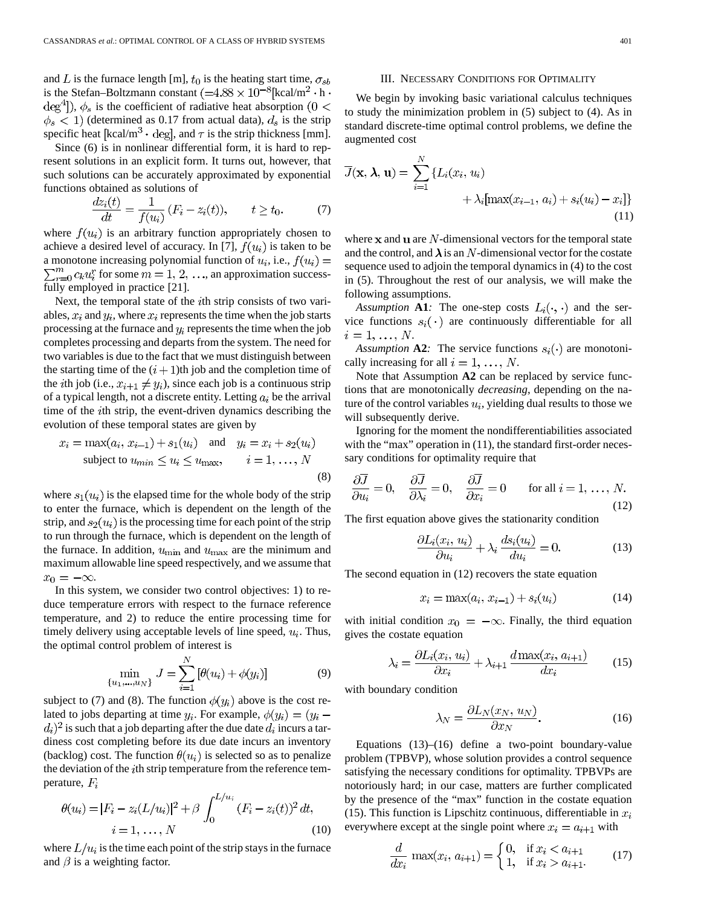and $L$ is the furnace length [m], $t_0$ is the heating start time, $\sigma_{sb}$ is the Stefan–Boltzmann constant ($=4.88 \times 10^{-8}$[kcal/m$^2 \cdot$ h $\cdot$ deg$^4$]), $\phi_s$ is the coefficient of radiative heat absorption ($0 < \phi_s < 1$) (determined as 0.17 from actual data), $d_s$ is the strip specific heat [kcal/m$^3 \cdot$ deg], and $\tau$ is the strip thickness [mm].

Since (6) is in nonlinear differential form, it is hard to represent solutions in an explicit form. It turns out, however, that such solutions can be accurately approximated by exponential functions obtained as solutions of

$$\frac{dz_i(t)}{dt} = \frac{1}{f(u_i)}(F_i - z_i(t)), \qquad t \geq t_0. \tag{7}$$

where $f(u_i)$ is an arbitrary function appropriately chosen to achieve a desired level of accuracy. In [7], $f(u_i)$ is taken to be a monotone increasing polynomial function of $u_i$, i.e., $f(u_i) = \sum_{r=0}^{m} c_k u_i^r$ for some $m = 1, 2, \ldots$, an approximation successfully employed in practice [21].

Next, the temporal state of the $i$th strip consists of two variables, $x_i$ and $y_i$, where $x_i$ represents the time when the job starts processing at the furnace and $y_i$ represents the time when the job completes processing and departs from the system. The need for two variables is due to the fact that we must distinguish between the starting time of the $(i+1)$th job and the completion time of the $i$th job (i.e., $x_{i+1} \neq y_i$), since each job is a continuous strip of a typical length, not a discrete entity. Letting $a_i$ be the arrival time of the $i$th strip, the event-driven dynamics describing the evolution of these temporal states are given by

$$x_i = \max(a_i, x_{i-1}) + s_1(u_i) \quad \text{and} \quad y_i = x_i + s_2(u_i)$$
$$\text{subject to } u_{min} \leq u_i \leq u_{\max}, \qquad i = 1, \ldots, N \tag{8}$$

where $s_1(u_i)$ is the elapsed time for the whole body of the strip to enter the furnace, which is dependent on the length of the strip, and $s_2(u_i)$ is the processing time for each point of the strip to run through the furnace, which is dependent on the length of the furnace. In addition, $u_{\min}$ and $u_{\max}$ are the minimum and maximum allowable line speed respectively, and we assume that $x_0 = -\infty$.

In this system, we consider two control objectives: 1) to reduce temperature errors with respect to the furnace reference temperature, and 2) to reduce the entire processing time for timely delivery using acceptable levels of line speed, $u_i$. Thus, the optimal control problem of interest is

$$\min_{\{u_1, \ldots, u_N\}} J = \sum_{i=1}^{N} [\theta(u_i) + \phi(y_i)] \tag{9}$$

subject to (7) and (8). The function $\phi(y_i)$ above is the cost related to jobs departing at time $y_i$. For example, $\phi(y_i) = (y_i - d_i)^2$ is such that a job departing after the due date $d_i$ incurs a tardiness cost completing before its due date incurs an inventory (backlog) cost. The function $\theta(u_i)$ is selected so as to penalize the deviation of the $i$th strip temperature from the reference temperature, $F_i$

$$\theta(u_i) = |F_i - z_i(L/u_i)|^2 + \beta \int_0^{L/u_i} (F_i - z_i(t))^2 \, dt,$$
$$i = 1, \ldots, N \tag{10}$$

where $L/u_i$ is the time each point of the strip stays in the furnace and $\beta$ is a weighting factor.

## III. Necessary Conditions for Optimality

We begin by invoking basic variational calculus techniques to study the minimization problem in (5) subject to (4). As in standard discrete-time optimal control problems, we define the augmented cost

$$\overline{J}(\mathbf{x}, \boldsymbol{\lambda}, \mathbf{u}) = \sum_{i=1}^{N} \{L_i(x_i, u_i) + \lambda_i[\max(x_{i-1}, a_i) + s_i(u_i) - x_i]\} \tag{11}$$

where $\mathbf{x}$ and $\mathbf{u}$ are $N$-dimensional vectors for the temporal state and the control, and $\boldsymbol{\lambda}$ is an $N$-dimensional vector for the costate sequence used to adjoin the temporal dynamics in (4) to the cost in (5). Throughout the rest of our analysis, we will make the following assumptions.

*Assumption* **A1***:* The one-step costs $L_i(\cdot, \cdot)$ and the service functions $s_i(\cdot)$ are continuously differentiable for all $i = 1, \ldots, N$.

*Assumption* **A2***:* The service functions $s_i(\cdot)$ are monotonically increasing for all $i = 1, \ldots, N$.

Note that Assumption **A2** can be replaced by service functions that are monotonically *decreasing*, depending on the nature of the control variables $u_i$, yielding dual results to those we will subsequently derive.

Ignoring for the moment the nondifferentiabilities associated with the "max" operation in (11), the standard first-order necessary conditions for optimality require that

$$\frac{\partial \overline{J}}{\partial u_i} = 0, \quad \frac{\partial \overline{J}}{\partial \lambda_i} = 0, \quad \frac{\partial \overline{J}}{\partial x_i} = 0 \qquad \text{for all } i = 1, \ldots, N. \tag{12}$$

The first equation above gives the stationarity condition

$$\frac{\partial L_i(x_i, u_i)}{\partial u_i} + \lambda_i \frac{ds_i(u_i)}{du_i} = 0. \tag{13}$$

The second equation in (12) recovers the state equation

$$x_i = \max(a_i, x_{i-1}) + s_i(u_i) \tag{14}$$

with initial condition $x_0 = -\infty$. Finally, the third equation gives the costate equation

$$\lambda_i = \frac{\partial L_i(x_i, u_i)}{\partial x_i} + \lambda_{i+1} \frac{d \max(x_i, a_{i+1})}{dx_i} \tag{15}$$

with boundary condition

$$\lambda_N = \frac{\partial L_N(x_N, u_N)}{\partial x_N}. \tag{16}$$

Equations (13)–(16) define a two-point boundary-value problem (TPBVP), whose solution provides a control sequence satisfying the necessary conditions for optimality. TPBVPs are notoriously hard; in our case, matters are further complicated by the presence of the "max" function in the costate equation (15). This function is Lipschitz continuous, differentiable in $x_i$ everywhere except at the single point where $x_i = a_{i+1}$ with

$$\frac{d}{dx_i} \max(x_i, a_{i+1}) = \begin{cases} 0, & \text{if } x_i < a_{i+1} \\ 1, & \text{if } x_i > a_{i+1}. \end{cases} \tag{17}$$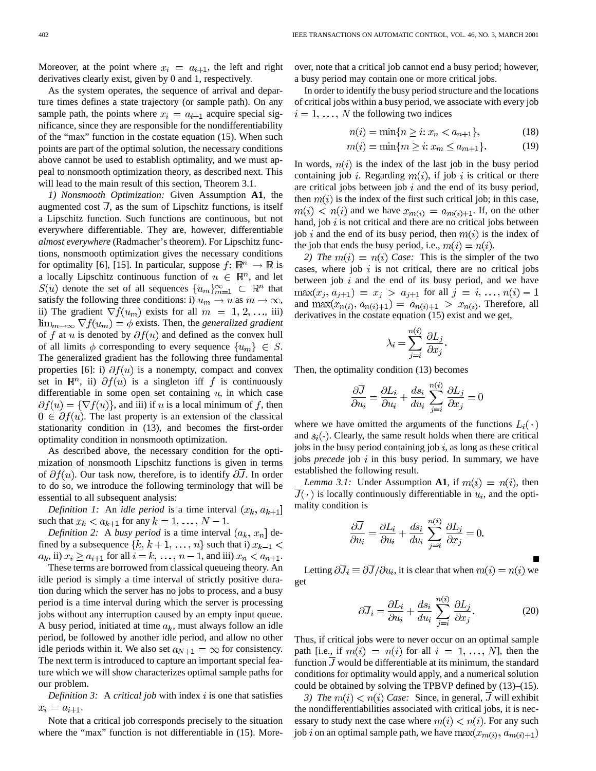Moreover, at the point where $x_i = a_{i+1}$, the left and right derivatives clearly exist, given by 0 and 1, respectively.

As the system operates, the sequence of arrival and departure times defines a state trajectory (or sample path). On any sample path, the points where $x_i = a_{i+1}$ acquire special significance, since they are responsible for the nondifferentiability of the "max" function in the costate equation (15). When such points are part of the optimal solution, the necessary conditions above cannot be used to establish optimality, and we must appeal to nonsmooth optimization theory, as described next. This will lead to the main result of this section, Theorem 3.1.

*1) Nonsmooth Optimization:* Given Assumption **A1**, the augmented cost $\overline{J}$, as the sum of Lipschitz functions, is itself a Lipschitz function. Such functions are continuous, but not everywhere differentiable. They are, however, differentiable *almost everywhere* (Radmacher's theorem). For Lipschitz functions, nonsmooth optimization gives the necessary conditions for optimality [6], [15]. In particular, suppose $f\colon \mathbb{R}^n \to \mathbb{R}$ is a locally Lipschitz continuous function of $u \in \mathbb{R}^n$, and let $S(u)$ denote the set of all sequences $\{u_m\}_{m=1}^{\infty} \subset \mathbb{R}^n$ that satisfy the following three conditions: i) $u_m \to u$ as $m \to \infty$, ii) The gradient $\nabla f(u_m)$ exists for all $m = 1, 2, \ldots$, iii) $\lim_{m\to\infty} \nabla f(u_m) = \phi$ exists. Then, the *generalized gradient* of $f$ at $u$ is denoted by $\partial f(u)$ and defined as the convex hull of all limits $\phi$ corresponding to every sequence $\{u_m\} \in S$. The generalized gradient has the following three fundamental properties [6]: i) $\partial f(u)$ is a nonempty, compact and convex set in $\mathbb{R}^n$, ii) $\partial f(u)$ is a singleton iff $f$ is continuously differentiable in some open set containing $u$, in which case $\partial f(u) = \{\nabla f(u)\}$, and iii) if $u$ is a local minimum of $f$, then $0 \in \partial f(u)$. The last property is an extension of the classical stationarity condition in (13), and becomes the first-order optimality condition in nonsmooth optimization.

As described above, the necessary condition for the optimization of nonsmooth Lipschitz functions is given in terms of $\partial f(u)$. Our task now, therefore, is to identify $\partial\overline{J}$. In order to do so, we introduce the following terminology that will be essential to all subsequent analysis:

*Definition 1:* An *idle period* is a time interval $(x_k, a_{k+1}]$ such that $x_k < a_{k+1}$ for any $k = 1, \ldots, N-1$.

*Definition 2:* A *busy period* is a time interval $(a_k, x_n]$ defined by a subsequence $\{k, k+1, \ldots, n\}$ such that i) $x_{k-1} < a_k$, ii) $x_i \geq a_{i+1}$ for all $i = k, \ldots, n-1$, and iii) $x_n < a_{n+1}$.

These terms are borrowed from classical queueing theory. An idle period is simply a time interval of strictly positive duration during which the server has no jobs to process, and a busy period is a time interval during which the server is processing jobs without any interruption caused by an empty input queue. A busy period, initiated at time $a_k$, must always follow an idle period, be followed by another idle period, and allow no other idle periods within it. We also set $a_{N+1} = \infty$ for consistency. The next term is introduced to capture an important special feature which we will show characterizes optimal sample paths for our problem.

*Definition 3:* A *critical job* with index $i$ is one that satisfies $x_i = a_{i+1}$.

Note that a critical job corresponds precisely to the situation where the "max" function is not differentiable in (15). Moreover, note that a critical job cannot end a busy period; however, a busy period may contain one or more critical jobs.

In order to identify the busy period structure and the locations of critical jobs within a busy period, we associate with every job $i = 1, \ldots, N$ the following two indices

$$n(i) = \min\{n \geq i\colon x_n < a_{n+1}\}, \tag{18}$$

$$m(i) = \min\{m \geq i\colon x_m \leq a_{m+1}\}. \tag{19}$$

In words, $n(i)$ is the index of the last job in the busy period containing job $i$. Regarding $m(i)$, if job $i$ is critical or there are critical jobs between job $i$ and the end of its busy period, then $m(i)$ is the index of the first such critical job; in this case, $m(i) < n(i)$ and we have $x_{m(i)} = a_{m(i)+1}$. If, on the other hand, job $i$ is not critical and there are no critical jobs between job $i$ and the end of its busy period, then $m(i)$ is the index of the job that ends the busy period, i.e., $m(i) = n(i)$.

*2) The $m(i) = n(i)$ Case:* This is the simpler of the two cases, where job $i$ is not critical, there are no critical jobs between job $i$ and the end of its busy period, and we have $\max(x_j, a_{j+1}) = x_j > a_{j+1}$ for all $j = i, \ldots, n(i) - 1$ and $\max(x_{n(i)}, a_{n(i)+1}) = a_{n(i)+1} > x_{n(i)}$. Therefore, all derivatives in the costate equation (15) exist and we get,

$$\lambda_i = \sum_{j=i}^{n(i)} \frac{\partial L_j}{\partial x_j}.$$

Then, the optimality condition (13) becomes

$$\frac{\partial\overline{J}}{\partial u_i} = \frac{\partial L_i}{\partial u_i} + \frac{ds_i}{du_i}\sum_{j=i}^{n(i)} \frac{\partial L_j}{\partial x_j} = 0$$

where we have omitted the arguments of the functions $L_i(\cdot)$ and $s_i(\cdot)$. Clearly, the same result holds when there are critical jobs in the busy period containing job $i$, as long as these critical jobs *precede* job $i$ in this busy period. In summary, we have established the following result.

*Lemma 3.1:* Under Assumption **A1**, if $m(i) = n(i)$, then $\overline{J}(\cdot)$ is locally continuously differentiable in $u_i$, and the optimality condition is

$$\frac{\partial\overline{J}}{\partial u_i} = \frac{\partial L_i}{\partial u_i} + \frac{ds_i}{du_i}\sum_{j=i}^{n(i)} \frac{\partial L_j}{\partial x_j} = 0.$$

■

Letting $\partial\overline{J}_i \equiv \partial\overline{J}/\partial u_i$, it is clear that when $m(i) = n(i)$ we get

$$\partial\overline{J}_i = \frac{\partial L_i}{\partial u_i} + \frac{ds_i}{du_i}\sum_{j=i}^{n(i)} \frac{\partial L_j}{\partial x_j}. \tag{20}$$

Thus, if critical jobs were to never occur on an optimal sample path [i.e., if $m(i) = n(i)$ for all $i = 1, \ldots, N$], then the function $\overline{J}$ would be differentiable at its minimum, the standard conditions for optimality would apply, and a numerical solution could be obtained by solving the TPBVP defined by (13)–(15).

*3) The $m(i) < n(i)$ Case:* Since, in general, $\overline{J}$ will exhibit the nondifferentiabilities associated with critical jobs, it is necessary to study next the case where $m(i) < n(i)$. For any such job $i$ on an optimal sample path, we have $\max(x_{m(i)}, a_{m(i)+1})$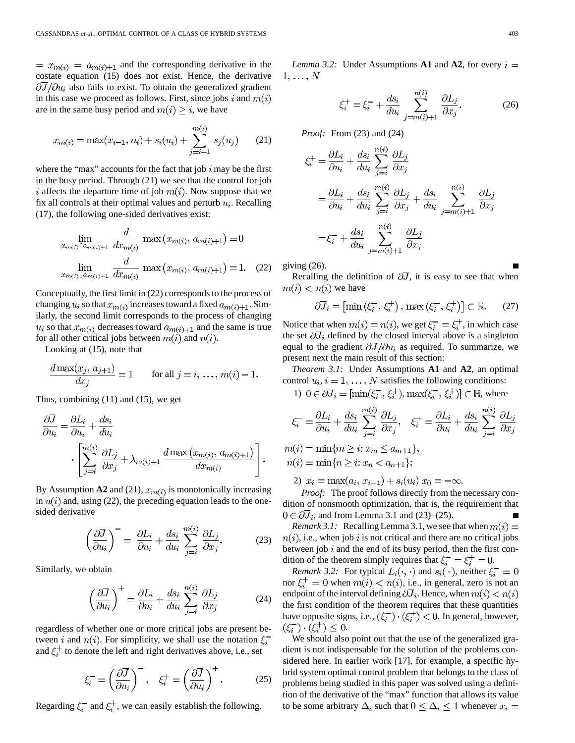$= x_{m(i)} = a_{m(i)+1}$ and the corresponding derivative in the costate equation (15) does not exist. Hence, the derivative $\partial \overline{J}/\partial u_i$ also fails to exist. To obtain the generalized gradient in this case we proceed as follows. First, since jobs $i$ and $m(i)$ are in the same busy period and $m(i) \geq i$, we have

$$x_{m(i)} = \max(x_{i-1}, a_i) + s_i(u_i) + \sum_{j=i+1}^{m(i)} s_j(u_j) \tag{21}$$

where the "max" accounts for the fact that job $i$ may be the first in the busy period. Through (21) we see that the control for job $i$ affects the departure time of job $m(i)$. Now suppose that we fix all controls at their optimal values and perturb $u_i$. Recalling (17), the following one-sided derivatives exist:

$$\lim_{x_{m(i)} \uparrow a_{m(i)+1}} \frac{d}{dx_{m(i)}} \max\left(x_{m(i)}, a_{m(i)+1}\right) = 0$$

$$\lim_{x_{m(i)} \downarrow a_{m(i)+1}} \frac{d}{dx_{m(i)}} \max\left(x_{m(i)}, a_{m(i)+1}\right) = 1. \tag{22}$$

Conceptually, the first limit in (22) corresponds to the process of changing $u_i$ so that $x_{m(i)}$ increases toward a fixed $a_{m(i)+1}$. Similarly, the second limit corresponds to the process of changing $u_i$ so that $x_{m(i)}$ decreases toward $a_{m(i)+1}$ and the same is true for all other critical jobs between $m(i)$ and $n(i)$.

Looking at (15), note that

$$\frac{d \max(x_j, a_{j+1})}{dx_j} = 1 \qquad \text{for all } j = i, \ldots, m(i) - 1.$$

Thus, combining (11) and (15), we get

$$\frac{\partial \overline{J}}{\partial u_i} = \frac{\partial L_i}{\partial u_i} + \frac{ds_i}{du_i} \cdot \left[ \sum_{j=i}^{m(i)} \frac{\partial L_j}{\partial x_j} + \lambda_{m(i)+1} \frac{d \max\left(x_{m(i)}, a_{m(i)+1}\right)}{dx_{m(i)}} \right].$$

By Assumption **A2** and (21), $x_{m(i)}$ is monotonically increasing in $u(i)$ and, using (22), the preceding equation leads to the one-sided derivative

$$\left(\frac{\partial \overline{J}}{\partial u_i}\right)^- = \frac{\partial L_i}{\partial u_i} + \frac{ds_i}{du_i} \sum_{j=i}^{m(i)} \frac{\partial L_j}{\partial x_j}. \tag{23}$$

Similarly, we obtain

$$\left(\frac{\partial \overline{J}}{\partial u_i}\right)^+ = \frac{\partial L_i}{\partial u_i} + \frac{ds_i}{du_i} \sum_{j=i}^{n(i)} \frac{\partial L_j}{\partial x_j} \tag{24}$$

regardless of whether one or more critical jobs are present between $i$ and $n(i)$. For simplicity, we shall use the notation $\xi_i^-$ and $\xi_i^+$ to denote the left and right derivatives above, i.e., set

$$\xi_i^- = \left(\frac{\partial \overline{J}}{\partial u_i}\right)^-, \quad \xi_i^+ = \left(\frac{\partial \overline{J}}{\partial u_i}\right)^+. \tag{25}$$

Regarding $\xi_i^-$ and $\xi_i^+$, we can easily establish the following.

*Lemma 3.2:* Under Assumptions **A1** and **A2**, for every $i = 1, \ldots, N$

$$\xi_i^+ = \xi_i^- + \frac{ds_i}{du_i} \sum_{j=m(i)+1}^{n(i)} \frac{\partial L_j}{\partial x_j}. \tag{26}$$

*Proof:* From (23) and (24)

$$\begin{aligned}
\xi_i^+ &= \frac{\partial L_i}{\partial u_i} + \frac{ds_i}{du_i} \sum_{j=i}^{n(i)} \frac{\partial L_j}{\partial x_j} \\
&= \frac{\partial L_i}{\partial u_i} + \frac{ds_i}{du_i} \sum_{j=i}^{m(i)} \frac{\partial L_j}{\partial x_j} + \frac{ds_i}{du_i} \sum_{j=m(i)+1}^{n(i)} \frac{\partial L_j}{\partial x_j} \\
&= \xi_i^- + \frac{ds_i}{du_i} \sum_{j=m(i)+1}^{n(i)} \frac{\partial L_j}{\partial x_j}
\end{aligned}$$

giving (26). ∎

Recalling the definition of $\partial \overline{J}$, it is easy to see that when $m(i) < n(i)$ we have

$$\partial \overline{J}_i = \left[\min\left(\xi_i^-, \xi_i^+\right), \max\left(\xi_i^-, \xi_i^+\right)\right] \subset \mathbb{R}. \tag{27}$$

Notice that when $m(i) = n(i)$, we get $\xi_i^- = \xi_i^+$, in which case the set $\partial \overline{J}_i$ defined by the closed interval above is a singleton equal to the gradient $\partial \overline{J}/\partial u_i$ as required. To summarize, we present next the main result of this section:

*Theorem 3.1:* Under Assumptions **A1** and **A2**, an optimal control $u_i$, $i = 1, \ldots, N$ satisfies the following conditions:

1) $0 \in \partial \overline{J}_i = [\min(\xi_i^-, \xi_i^+), \max(\xi_i^-, \xi_i^+)] \subset \mathbb{R}$, where

$$\xi_i^- = \frac{\partial L_i}{\partial u_i} + \frac{ds_i}{du_i} \sum_{j=i}^{m(i)} \frac{\partial L_j}{\partial x_j}, \quad \xi_i^+ = \frac{\partial L_i}{\partial u_i} + \frac{ds_i}{du_i} \sum_{j=i}^{n(i)} \frac{\partial L_j}{\partial x_j}$$

$$m(i) = \min\{m \geq i: x_m \leq a_{m+1}\},$$
$$n(i) = \min\{n \geq i: x_n < a_{n+1}\};$$

2) $x_i = \max(a_i, x_{i-1}) + s_i(u_i)$ $x_0 = -\infty$.

*Proof:* The proof follows directly from the necessary condition of nonsmooth optimization, that is, the requirement that $0 \in \partial \overline{J}_i$, and from Lemma 3.1 and (23)–(25). ∎

*Remark 3.1:* Recalling Lemma 3.1, we see that when $m(i) = n(i)$, i.e., when job $i$ is not critical and there are no critical jobs between job $i$ and the end of its busy period, then the first condition of the theorem simply requires that $\xi_i^- = \xi_i^+ = 0$.

*Remark 3.2:* For typical $L_i(\cdot, \cdot)$ and $s_i(\cdot)$, neither $\xi_i^- = 0$ nor $\xi_i^+ = 0$ when $m(i) < n(i)$, i.e., in general, zero is not an endpoint of the interval defining $\partial \overline{J}_i$. Hence, when $m(i) < n(i)$ the first condition of the theorem requires that these quantities have opposite signs, i.e., $(\xi_i^-) \cdot (\xi_i^+) < 0$. In general, however, $(\xi_i^-) \cdot (\xi_i^+) \leq 0$.

We should also point out that the use of the generalized gradient is not indispensable for the solution of the problems considered here. In earlier work [17], for example, a specific hybrid system optimal control problem that belongs to the class of problems being studied in this paper was solved using a definition of the derivative of the "max" function that allows its value to be some arbitrary $\Delta_i$ such that $0 \leq \Delta_i \leq 1$ whenever $x_i =$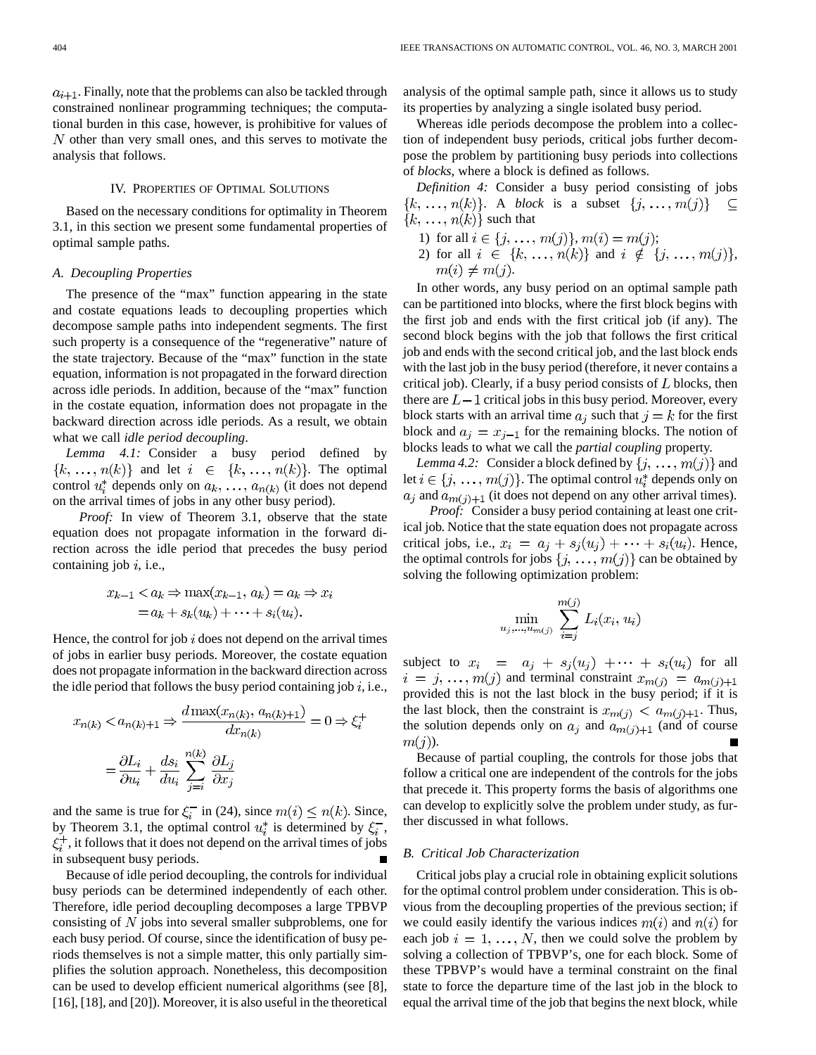$a_{i+1}$. Finally, note that the problems can also be tackled through constrained nonlinear programming techniques; the computational burden in this case, however, is prohibitive for values of $N$ other than very small ones, and this serves to motivate the analysis that follows.

## IV. Properties of Optimal Solutions

Based on the necessary conditions for optimality in Theorem 3.1, in this section we present some fundamental properties of optimal sample paths.

### A. Decoupling Properties

The presence of the "max" function appearing in the state and costate equations leads to decoupling properties which decompose sample paths into independent segments. The first such property is a consequence of the "regenerative" nature of the state trajectory. Because of the "max" function in the state equation, information is not propagated in the forward direction across idle periods. In addition, because of the "max" function in the costate equation, information does not propagate in the backward direction across idle periods. As a result, we obtain what we call *idle period decoupling*.

*Lemma 4.1:* Consider a busy period defined by $\{k, \ldots, n(k)\}$ and let $i \in \{k, \ldots, n(k)\}$. The optimal control $u_i^*$ depends only on $a_k, \ldots, a_{n(k)}$ (it does not depend on the arrival times of jobs in any other busy period).

*Proof:* In view of Theorem 3.1, observe that the state equation does not propagate information in the forward direction across the idle period that precedes the busy period containing job $i$, i.e.,

$$x_{k-1} < a_k \Rightarrow \max(x_{k-1}, a_k) = a_k \Rightarrow x_i = a_k + s_k(u_k) + \cdots + s_i(u_i).$$

Hence, the control for job $i$ does not depend on the arrival times of jobs in earlier busy periods. Moreover, the costate equation does not propagate information in the backward direction across the idle period that follows the busy period containing job $i$, i.e.,

$$x_{n(k)} < a_{n(k)+1} \Rightarrow \frac{d \max(x_{n(k)}, a_{n(k)+1})}{dx_{n(k)}} = 0 \Rightarrow \xi_i^+ = \frac{\partial L_i}{\partial u_i} + \frac{ds_i}{du_i} \sum_{j=i}^{n(k)} \frac{\partial L_j}{\partial x_j}$$

and the same is true for $\xi_i^-$ in (24), since $m(i) \le n(k)$. Since, by Theorem 3.1, the optimal control $u_i^*$ is determined by $\xi_i^-$, $\xi_i^+$, it follows that it does not depend on the arrival times of jobs in subsequent busy periods. ∎

Because of idle period decoupling, the controls for individual busy periods can be determined independently of each other. Therefore, idle period decoupling decomposes a large TPBVP consisting of $N$ jobs into several smaller subproblems, one for each busy period. Of course, since the identification of busy periods themselves is not a simple matter, this only partially simplifies the solution approach. Nonetheless, this decomposition can be used to develop efficient numerical algorithms (see [8], [16], [18], and [20]). Moreover, it is also useful in the theoretical analysis of the optimal sample path, since it allows us to study its properties by analyzing a single isolated busy period.

Whereas idle periods decompose the problem into a collection of independent busy periods, critical jobs further decompose the problem by partitioning busy periods into collections of *blocks*, where a block is defined as follows.

*Definition 4:* Consider a busy period consisting of jobs $\{k, \ldots, n(k)\}$. A *block* is a subset $\{j, \ldots, m(j)\} \subseteq \{k, \ldots, n(k)\}$ such that

1) for all $i \in \{j, \ldots, m(j)\}$, $m(i) = m(j)$;
2) for all $i \in \{k, \ldots, n(k)\}$ and $i \notin \{j, \ldots, m(j)\}$, $m(i) \neq m(j)$.

In other words, any busy period on an optimal sample path can be partitioned into blocks, where the first block begins with the first job and ends with the first critical job (if any). The second block begins with the job that follows the first critical job and ends with the second critical job, and the last block ends with the last job in the busy period (therefore, it never contains a critical job). Clearly, if a busy period consists of $L$ blocks, then there are $L-1$ critical jobs in this busy period. Moreover, every block starts with an arrival time $a_j$ such that $j = k$ for the first block and $a_j = x_{j-1}$ for the remaining blocks. The notion of blocks leads to what we call the *partial coupling* property.

*Lemma 4.2:* Consider a block defined by $\{j, \ldots, m(j)\}$ and let $i \in \{j, \ldots, m(j)\}$. The optimal control $u_i^*$ depends only on $a_j$ and $a_{m(j)+1}$ (it does not depend on any other arrival times).

*Proof:* Consider a busy period containing at least one critical job. Notice that the state equation does not propagate across critical jobs, i.e., $x_i = a_j + s_j(u_j) + \cdots + s_i(u_i)$. Hence, the optimal controls for jobs $\{j, \ldots, m(j)\}$ can be obtained by solving the following optimization problem:

$$\min_{u_j, \ldots, u_{m(j)}} \sum_{i=j}^{m(j)} L_i(x_i, u_i)$$

subject to $x_i = a_j + s_j(u_j) + \cdots + s_i(u_i)$ for all $i = j, \ldots, m(j)$ and terminal constraint $x_{m(j)} = a_{m(j)+1}$ provided this is not the last block in the busy period; if it is the last block, then the constraint is $x_{m(j)} < a_{m(j)+1}$. Thus, the solution depends only on $a_j$ and $a_{m(j)+1}$ (and of course $m(j)$). ∎

Because of partial coupling, the controls for those jobs that follow a critical one are independent of the controls for the jobs that precede it. This property forms the basis of algorithms one can develop to explicitly solve the problem under study, as further discussed in what follows.

### B. Critical Job Characterization

Critical jobs play a crucial role in obtaining explicit solutions for the optimal control problem under consideration. This is obvious from the decoupling properties of the previous section; if we could easily identify the various indices $m(i)$ and $n(i)$ for each job $i = 1, \ldots, N$, then we could solve the problem by solving a collection of TPBVP's, one for each block. Some of these TPBVP's would have a terminal constraint on the final state to force the departure time of the last job in the block to equal the arrival time of the job that begins the next block, while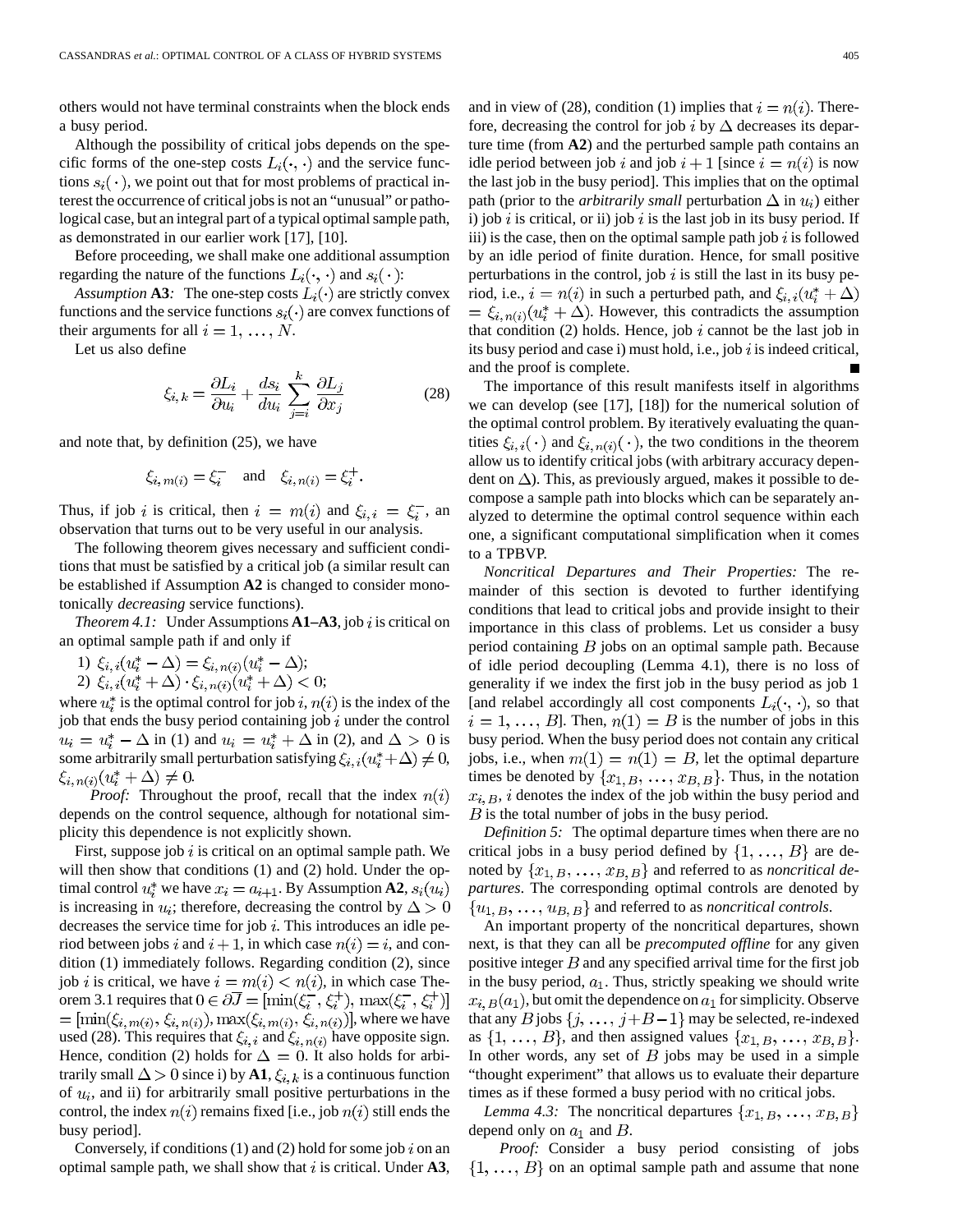others would not have terminal constraints when the block ends a busy period.

Although the possibility of critical jobs depends on the specific forms of the one-step costs $L_i(\cdot,\cdot)$ and the service functions $s_i(\cdot)$, we point out that for most problems of practical interest the occurrence of critical jobs is not an "unusual" or pathological case, but an integral part of a typical optimal sample path, as demonstrated in our earlier work [17], [10].

Before proceeding, we shall make one additional assumption regarding the nature of the functions $L_i(\cdot,\cdot)$ and $s_i(\cdot)$:

*Assumption* **A3***:* The one-step costs $L_i(\cdot)$ are strictly convex functions and the service functions $s_i(\cdot)$ are convex functions of their arguments for all $i = 1, \ldots, N$.

Let us also define

$$\xi_{i,k} = \frac{\partial L_i}{\partial u_i} + \frac{ds_i}{du_i} \sum_{j=i}^{k} \frac{\partial L_j}{\partial x_j} \tag{28}$$

and note that, by definition (25), we have

$$\xi_{i,m(i)} = \xi_i^- \quad \text{and} \quad \xi_{i,n(i)} = \xi_i^+.$$

Thus, if job $i$ is critical, then $i = m(i)$ and $\xi_{i,i} = \xi_i^-$, an observation that turns out to be very useful in our analysis.

The following theorem gives necessary and sufficient conditions that must be satisfied by a critical job (a similar result can be established if Assumption **A2** is changed to consider monotonically *decreasing* service functions).

*Theorem 4.1:* Under Assumptions **A1–A3**, job $i$ is critical on an optimal sample path if and only if

1) $\xi_{i,i}(u_i^* - \Delta) = \xi_{i,n(i)}(u_i^* - \Delta)$;
2) $\xi_{i,i}(u_i^* + \Delta) \cdot \xi_{i,n(i)}(u_i^* + \Delta) < 0$;

where $u_i^*$ is the optimal control for job $i$, $n(i)$ is the index of the job that ends the busy period containing job $i$ under the control $u_i = u_i^* - \Delta$ in (1) and $u_i = u_i^* + \Delta$ in (2), and $\Delta > 0$ is some arbitrarily small perturbation satisfying $\xi_{i,i}(u_i^* + \Delta) \neq 0$, $\xi_{i,n(i)}(u_i^* + \Delta) \neq 0$.

*Proof:* Throughout the proof, recall that the index $n(i)$ depends on the control sequence, although for notational simplicity this dependence is not explicitly shown.

First, suppose job $i$ is critical on an optimal sample path. We will then show that conditions (1) and (2) hold. Under the optimal control $u_i^*$ we have $x_i = a_{i+1}$. By Assumption **A2**, $s_i(u_i)$ is increasing in $u_i$; therefore, decreasing the control by $\Delta > 0$ decreases the service time for job $i$. This introduces an idle period between jobs $i$ and $i+1$, in which case $n(i) = i$, and condition (1) immediately follows. Regarding condition (2), since job $i$ is critical, we have $i = m(i) < n(i)$, in which case Theorem 3.1 requires that $0 \in \partial \overline{J} = [\min(\xi_i^-, \xi_i^+), \max(\xi_i^-, \xi_i^+)] = [\min(\xi_{i,m(i)}, \xi_{i,n(i)}), \max(\xi_{i,m(i)}, \xi_{i,n(i)})]$, where we have used (28). This requires that $\xi_{i,i}$ and $\xi_{i,n(i)}$ have opposite sign. Hence, condition (2) holds for $\Delta = 0$. It also holds for arbitrarily small $\Delta > 0$ since i) by **A1**, $\xi_{i,k}$ is a continuous function of $u_i$, and ii) for arbitrarily small positive perturbations in the control, the index $n(i)$ remains fixed [i.e., job $n(i)$ still ends the busy period].

Conversely, if conditions (1) and (2) hold for some job $i$ on an optimal sample path, we shall show that $i$ is critical. Under **A3**, and in view of (28), condition (1) implies that $i = n(i)$. Therefore, decreasing the control for job $i$ by $\Delta$ decreases its departure time (from **A2**) and the perturbed sample path contains an idle period between job $i$ and job $i+1$ [since $i = n(i)$ is now the last job in the busy period]. This implies that on the optimal path (prior to the *arbitrarily small* perturbation $\Delta$ in $u_i$) either i) job $i$ is critical, or ii) job $i$ is the last job in its busy period. If iii) is the case, then on the optimal sample path job $i$ is followed by an idle period of finite duration. Hence, for small positive perturbations in the control, job $i$ is still the last in its busy period, i.e., $i = n(i)$ in such a perturbed path, and $\xi_{i,i}(u_i^* + \Delta) = \xi_{i,n(i)}(u_i^* + \Delta)$. However, this contradicts the assumption that condition (2) holds. Hence, job $i$ cannot be the last job in its busy period and case i) must hold, i.e., job $i$ is indeed critical, and the proof is complete. ∎

The importance of this result manifests itself in algorithms we can develop (see [17], [18]) for the numerical solution of the optimal control problem. By iteratively evaluating the quantities $\xi_{i,i}(\cdot)$ and $\xi_{i,n(i)}(\cdot)$, the two conditions in the theorem allow us to identify critical jobs (with arbitrary accuracy dependent on $\Delta$). This, as previously argued, makes it possible to decompose a sample path into blocks which can be separately analyzed to determine the optimal control sequence within each one, a significant computational simplification when it comes to a TPBVP.

*Noncritical Departures and Their Properties:* The remainder of this section is devoted to further identifying conditions that lead to critical jobs and provide insight to their importance in this class of problems. Let us consider a busy period containing $B$ jobs on an optimal sample path. Because of idle period decoupling (Lemma 4.1), there is no loss of generality if we index the first job in the busy period as job 1 [and relabel accordingly all cost components $L_i(\cdot,\cdot)$, so that $i = 1, \ldots, B$]. Then, $n(1) = B$ is the number of jobs in this busy period. When the busy period does not contain any critical jobs, i.e., when $m(1) = n(1) = B$, let the optimal departure times be denoted by $\{x_{1,B}, \ldots, x_{B,B}\}$. Thus, in the notation $x_{i,B}$, $i$ denotes the index of the job within the busy period and $B$ is the total number of jobs in the busy period.

*Definition 5:* The optimal departure times when there are no critical jobs in a busy period defined by $\{1, \ldots, B\}$ are denoted by $\{x_{1,B}, \ldots, x_{B,B}\}$ and referred to as *noncritical departures*. The corresponding optimal controls are denoted by $\{u_{1,B}, \ldots, u_{B,B}\}$ and referred to as *noncritical controls*.

An important property of the noncritical departures, shown next, is that they can all be *precomputed offline* for any given positive integer $B$ and any specified arrival time for the first job in the busy period, $a_1$. Thus, strictly speaking we should write $x_{i,B}(a_1)$, but omit the dependence on $a_1$ for simplicity. Observe that any $B$ jobs $\{j, \ldots, j+B-1\}$ may be selected, re-indexed as $\{1, \ldots, B\}$, and then assigned values $\{x_{1,B}, \ldots, x_{B,B}\}$. In other words, any set of $B$ jobs may be used in a simple "thought experiment" that allows us to evaluate their departure times as if these formed a busy period with no critical jobs.

*Lemma 4.3:* The noncritical departures $\{x_{1,B}, \ldots, x_{B,B}\}$ depend only on $a_1$ and $B$.

*Proof:* Consider a busy period consisting of jobs $\{1, \ldots, B\}$ on an optimal sample path and assume that none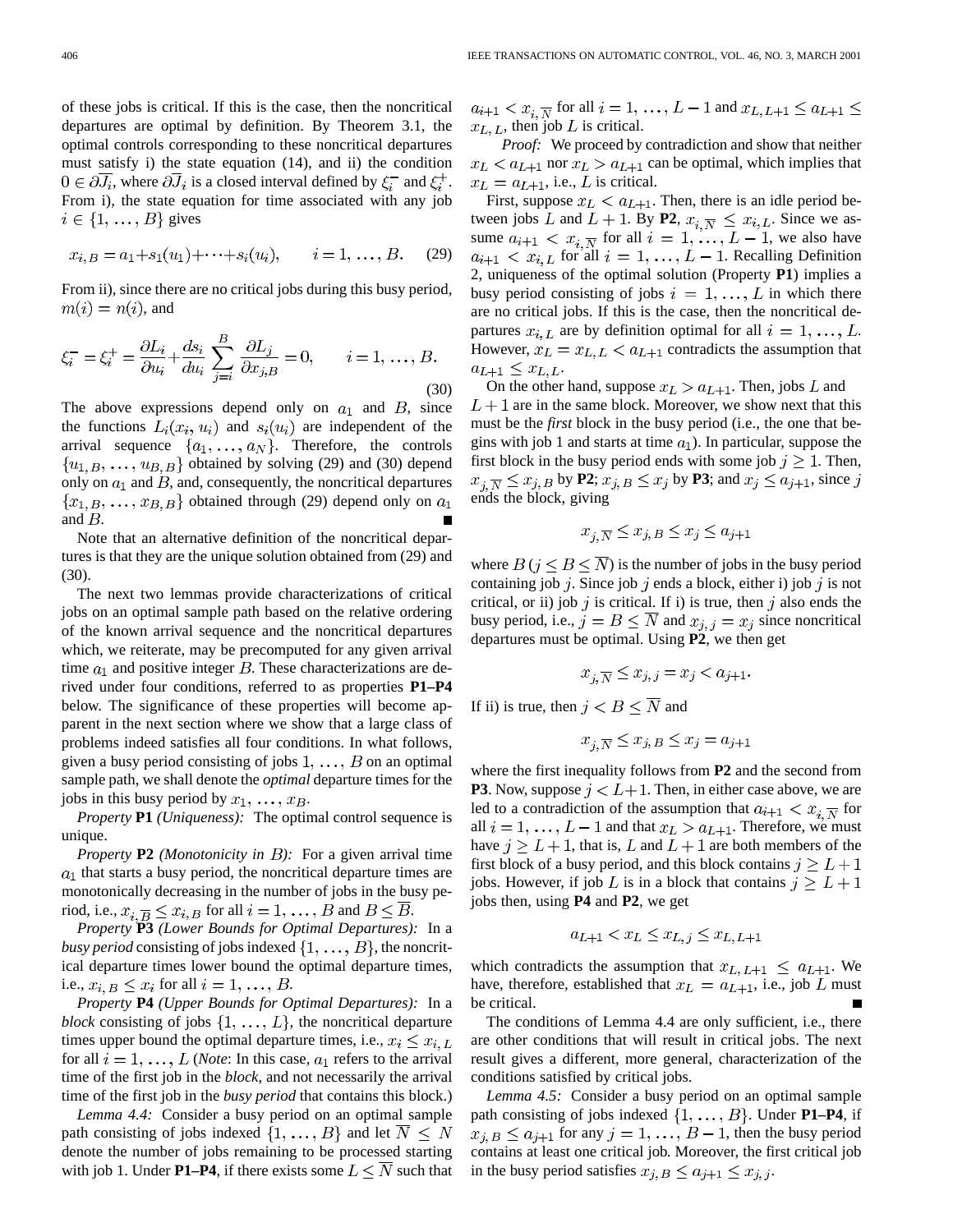of these jobs is critical. If this is the case, then the noncritical departures are optimal by definition. By Theorem 3.1, the optimal controls corresponding to these noncritical departures must satisfy i) the state equation (14), and ii) the condition $0 \in \partial \overline{J_i}$, where $\partial \overline{J_i}$ is a closed interval defined by $\xi_i^-$ and $\xi_i^+$. From i), the state equation for time associated with any job $i \in \{1, \ldots, B\}$ gives

$$x_{i,B} = a_1 + s_1(u_1) + \cdots + s_i(u_i), \qquad i = 1, \ldots, B. \tag{29}$$

From ii), since there are no critical jobs during this busy period, $m(i) = n(i)$, and

$$\xi_i^- = \xi_i^+ = \frac{\partial L_i}{\partial u_i} + \frac{ds_i}{du_i} \sum_{j=i}^{B} \frac{\partial L_j}{\partial x_{j,B}} = 0, \qquad i = 1, \ldots, B. \tag{30}$$

The above expressions depend only on $a_1$ and $B$, since the functions $L_i(x_i, u_i)$ and $s_i(u_i)$ are independent of the arrival sequence $\{a_1, \ldots, a_N\}$. Therefore, the controls $\{u_{1,B}, \ldots, u_{B,B}\}$ obtained by solving (29) and (30) depend only on $a_1$ and $B$, and, consequently, the noncritical departures $\{x_{1,B}, \ldots, x_{B,B}\}$ obtained through (29) depend only on $a_1$ and $B$. ∎

Note that an alternative definition of the noncritical departures is that they are the unique solution obtained from (29) and (30).

The next two lemmas provide characterizations of critical jobs on an optimal sample path based on the relative ordering of the known arrival sequence and the noncritical departures which, we reiterate, may be precomputed for any given arrival time $a_1$ and positive integer $B$. These characterizations are derived under four conditions, referred to as properties **P1–P4** below. The significance of these properties will become apparent in the next section where we show that a large class of problems indeed satisfies all four conditions. In what follows, given a busy period consisting of jobs $1, \ldots, B$ on an optimal sample path, we shall denote the *optimal* departure times for the jobs in this busy period by $x_1, \ldots, x_B$.

*Property* **P1** *(Uniqueness):* The optimal control sequence is unique.

*Property* **P2** *(Monotonicity in $B$):* For a given arrival time $a_1$ that starts a busy period, the noncritical departure times are monotonically decreasing in the number of jobs in the busy period, i.e., $x_{i,\overline{B}} \leq x_{i,B}$ for all $i = 1, \ldots, B$ and $B \leq \overline{B}$.

*Property* **P3** *(Lower Bounds for Optimal Departures):* In a *busy period* consisting of jobs indexed $\{1, \ldots, B\}$, the noncritical departure times lower bound the optimal departure times, i.e., $x_{i,B} \leq x_i$ for all $i = 1, \ldots, B$.

*Property* **P4** *(Upper Bounds for Optimal Departures):* In a *block* consisting of jobs $\{1, \ldots, L\}$, the noncritical departure times upper bound the optimal departure times, i.e., $x_i \leq x_{i,L}$ for all $i = 1, \ldots, L$ (*Note*: In this case, $a_1$ refers to the arrival time of the first job in the *block*, and not necessarily the arrival time of the first job in the *busy period* that contains this block.)

*Lemma 4.4:* Consider a busy period on an optimal sample path consisting of jobs indexed $\{1, \ldots, B\}$ and let $\overline{N} \leq N$ denote the number of jobs remaining to be processed starting with job 1. Under **P1–P4**, if there exists some $L \leq \overline{N}$ such that $a_{i+1} < x_{i,\overline{N}}$ for all $i = 1, \ldots, L-1$ and $x_{L,L+1} \leq a_{L+1} \leq x_{L,L}$, then job $L$ is critical.

*Proof:* We proceed by contradiction and show that neither $x_L < a_{L+1}$ nor $x_L > a_{L+1}$ can be optimal, which implies that $x_L = a_{L+1}$, i.e., $L$ is critical.

First, suppose $x_L < a_{L+1}$. Then, there is an idle period between jobs $L$ and $L+1$. By **P2**, $x_{i,\overline{N}} \leq x_{i,L}$. Since we assume $a_{i+1} < x_{i,\overline{N}}$ for all $i = 1, \ldots, L-1$, we also have $a_{i+1} < x_{i,L}$ for all $i = 1, \ldots, L-1$. Recalling Definition 2, uniqueness of the optimal solution (Property **P1**) implies a busy period consisting of jobs $i = 1, \ldots, L$ in which there are no critical jobs. If this is the case, then the noncritical departures $x_{i,L}$ are by definition optimal for all $i = 1, \ldots, L$. However, $x_L = x_{L,L} < a_{L+1}$ contradicts the assumption that $a_{L+1} \leq x_{L,L}$.

On the other hand, suppose $x_L > a_{L+1}$. Then, jobs $L$ and $L+1$ are in the same block. Moreover, we show next that this must be the *first* block in the busy period (i.e., the one that begins with job 1 and starts at time $a_1$). In particular, suppose the first block in the busy period ends with some job $j \geq 1$. Then, $x_{j,\overline{N}} \leq x_{j,B}$ by **P2**; $x_{j,B} \leq x_j$ by **P3**; and $x_j \leq a_{j+1}$, since $j$ ends the block, giving

$$x_{j,\overline{N}} \leq x_{j,B} \leq x_j \leq a_{j+1}$$

where $B\,(j \leq B \leq \overline{N})$ is the number of jobs in the busy period containing job $j$. Since job $j$ ends a block, either i) job $j$ is not critical, or ii) job $j$ is critical. If i) is true, then $j$ also ends the busy period, i.e., $j = B \leq \overline{N}$ and $x_{j,j} = x_j$ since noncritical departures must be optimal. Using **P2**, we then get

$$x_{j,\overline{N}} \leq x_{j,j} = x_j < a_{j+1}.$$

If ii) is true, then $j < B \leq \overline{N}$ and

$$x_{j,\overline{N}} \leq x_{j,B} \leq x_j = a_{j+1}$$

where the first inequality follows from **P2** and the second from **P3**. Now, suppose $j < L+1$. Then, in either case above, we are led to a contradiction of the assumption that $a_{i+1} < x_{i,\overline{N}}$ for all $i = 1, \ldots, L-1$ and that $x_L > a_{L+1}$. Therefore, we must have $j \geq L+1$, that is, $L$ and $L+1$ are both members of the first block of a busy period, and this block contains $j \geq L+1$ jobs. However, if job $L$ is in a block that contains $j \geq L+1$ jobs then, using **P4** and **P2**, we get

$$a_{L+1} < x_L \leq x_{L,j} \leq x_{L,L+1}$$

which contradicts the assumption that $x_{L,L+1} \leq a_{L+1}$. We have, therefore, established that $x_L = a_{L+1}$, i.e., job $L$ must be critical. ∎

The conditions of Lemma 4.4 are only sufficient, i.e., there are other conditions that will result in critical jobs. The next result gives a different, more general, characterization of the conditions satisfied by critical jobs.

*Lemma 4.5:* Consider a busy period on an optimal sample path consisting of jobs indexed $\{1, \ldots, B\}$. Under **P1–P4**, if $x_{j,B} \leq a_{j+1}$ for any $j = 1, \ldots, B-1$, then the busy period contains at least one critical job. Moreover, the first critical job in the busy period satisfies $x_{j,B} \leq a_{j+1} \leq x_{j,j}$.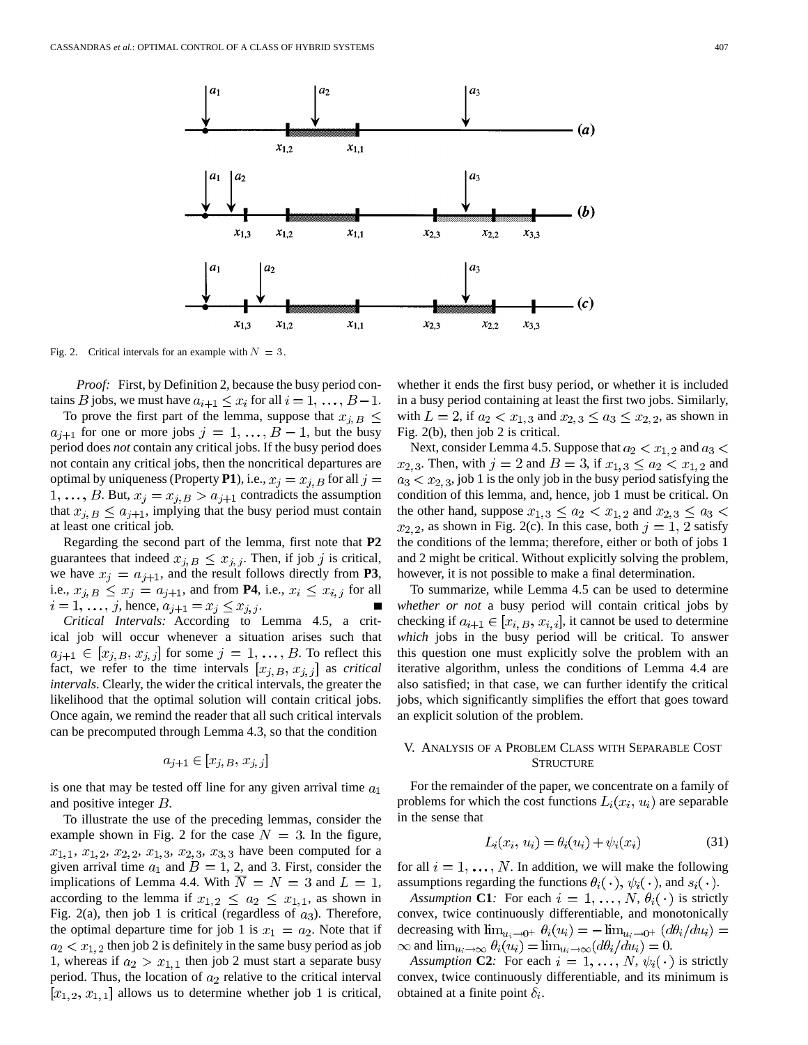Fig. 2. Critical intervals for an example with $N = 3$.

*Proof:* First, by Definition 2, because the busy period contains $B$ jobs, we must have $a_{i+1} \leq x_i$ for all $i = 1, \ldots, B-1$.

To prove the first part of the lemma, suppose that $x_{j,B} \leq a_{j+1}$ for one or more jobs $j = 1, \ldots, B-1$, but the busy period does *not* contain any critical jobs. If the busy period does not contain any critical jobs, then the noncritical departures are optimal by uniqueness (Property **P1**), i.e., $x_j = x_{j,B}$ for all $j = 1, \ldots, B$. But, $x_j = x_{j,B} > a_{j+1}$ contradicts the assumption that $x_{j,B} \leq a_{j+1}$, implying that the busy period must contain at least one critical job.

Regarding the second part of the lemma, first note that **P2** guarantees that indeed $x_{j,B} \leq x_{j,j}$. Then, if job $j$ is critical, we have $x_j = a_{j+1}$, and the result follows directly from **P3**, i.e., $x_{j,B} \leq x_j = a_{j+1}$, and from **P4**, i.e., $x_i \leq x_{i,j}$ for all $i = 1, \ldots, j$, hence, $a_{j+1} = x_j \leq x_{j,j}$. ■

*Critical Intervals:* According to Lemma 4.5, a critical job will occur whenever a situation arises such that $a_{j+1} \in [x_{j,B}, x_{j,j}]$ for some $j = 1, \ldots, B$. To reflect this fact, we refer to the time intervals $[x_{j,B}, x_{j,j}]$ as *critical intervals*. Clearly, the wider the critical intervals, the greater the likelihood that the optimal solution will contain critical jobs. Once again, we remind the reader that all such critical intervals can be precomputed through Lemma 4.3, so that the condition

$$a_{j+1} \in [x_{j,B}, x_{j,j}]$$

is one that may be tested off line for any given arrival time $a_1$ and positive integer $B$.

To illustrate the use of the preceding lemmas, consider the example shown in Fig. 2 for the case $N = 3$. In the figure, $x_{1,1}, x_{1,2}, x_{2,2}, x_{1,3}, x_{2,3}, x_{3,3}$ have been computed for a given arrival time $a_1$ and $B = 1$, 2, and 3. First, consider the implications of Lemma 4.4. With $\overline{N} = N = 3$ and $L = 1$, according to the lemma if $x_{1,2} \leq a_2 \leq x_{1,1}$, as shown in Fig. 2(a), then job 1 is critical (regardless of $a_3$). Therefore, the optimal departure time for job 1 is $x_1 = a_2$. Note that if $a_2 < x_{1,2}$ then job 2 is definitely in the same busy period as job 1, whereas if $a_2 > x_{1,1}$ then job 2 must start a separate busy period. Thus, the location of $a_2$ relative to the critical interval $[x_{1,2}, x_{1,1}]$ allows us to determine whether job 1 is critical, whether it ends the first busy period, or whether it is included in a busy period containing at least the first two jobs. Similarly, with $L = 2$, if $a_2 < x_{1,3}$ and $x_{2,3} \leq a_3 \leq x_{2,2}$, as shown in Fig. 2(b), then job 2 is critical.

Next, consider Lemma 4.5. Suppose that $a_2 < x_{1,2}$ and $a_3 < x_{2,3}$. Then, with $j = 2$ and $B = 3$, if $x_{1,3} \leq a_2 < x_{1,2}$ and $a_3 < x_{2,3}$, job 1 is the only job in the busy period satisfying the condition of this lemma, and, hence, job 1 must be critical. On the other hand, suppose $x_{1,3} \leq a_2 < x_{1,2}$ and $x_{2,3} \leq a_3 < x_{2,2}$, as shown in Fig. 2(c). In this case, both $j = 1, 2$ satisfy the conditions of the lemma; therefore, either or both of jobs 1 and 2 might be critical. Without explicitly solving the problem, however, it is not possible to make a final determination.

To summarize, while Lemma 4.5 can be used to determine *whether or not* a busy period will contain critical jobs by checking if $a_{i+1} \in [x_{i,B}, x_{i,i}]$, it cannot be used to determine *which* jobs in the busy period will be critical. To answer this question one must explicitly solve the problem with an iterative algorithm, unless the conditions of Lemma 4.4 are also satisfied; in that case, we can further identify the critical jobs, which significantly simplifies the effort that goes toward an explicit solution of the problem.

## V. Analysis of a Problem Class with Separable Cost Structure

For the remainder of the paper, we concentrate on a family of problems for which the cost functions $L_i(x_i, u_i)$ are separable in the sense that

$$L_i(x_i, u_i) = \theta_i(u_i) + \psi_i(x_i) \tag{31}$$

for all $i = 1, \ldots, N$. In addition, we will make the following assumptions regarding the functions $\theta_i(\cdot)$, $\psi_i(\cdot)$, and $s_i(\cdot)$.

*Assumption* **C1**: For each $i = 1, \ldots, N$, $\theta_i(\cdot)$ is strictly convex, twice continuously differentiable, and monotonically decreasing with $\lim_{u_i \to 0^+} \theta_i(u_i) = -\lim_{u_i \to 0^+} (d\theta_i/du_i) = \infty$ and $\lim_{u_i \to \infty} \theta_i(u_i) = \lim_{u_i \to \infty} (d\theta_i/du_i) = 0$.

*Assumption* **C2**: For each $i = 1, \ldots, N$, $\psi_i(\cdot)$ is strictly convex, twice continuously differentiable, and its minimum is obtained at a finite point $\delta_i$.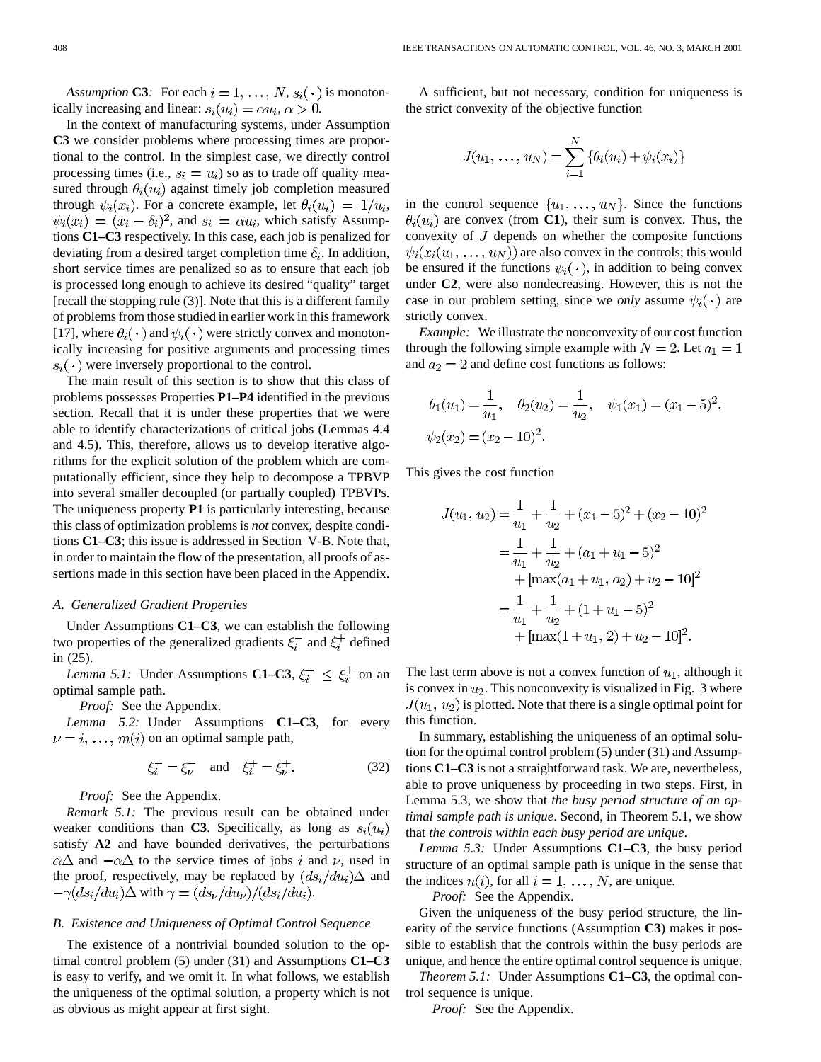*Assumption* **C3***:* For each $i = 1, \ldots, N$, $s_i(\cdot)$ is monotonically increasing and linear: $s_i(u_i) = \alpha u_i$, $\alpha > 0$.

In the context of manufacturing systems, under Assumption **C3** we consider problems where processing times are proportional to the control. In the simplest case, we directly control processing times (i.e., $s_i = u_i$) so as to trade off quality measured through $\theta_i(u_i)$ against timely job completion measured through $\psi_i(x_i)$. For a concrete example, let $\theta_i(u_i) = 1/u_i$, $\psi_i(x_i) = (x_i - \delta_i)^2$, and $s_i = \alpha u_i$, which satisfy Assumptions **C1–C3** respectively. In this case, each job is penalized for deviating from a desired target completion time $\delta_i$. In addition, short service times are penalized so as to ensure that each job is processed long enough to achieve its desired "quality" target [recall the stopping rule (3)]. Note that this is a different family of problems from those studied in earlier work in this framework [17], where $\theta_i(\cdot)$ and $\psi_i(\cdot)$ were strictly convex and monotonically increasing for positive arguments and processing times $s_i(\cdot)$ were inversely proportional to the control.

The main result of this section is to show that this class of problems possesses Properties **P1–P4** identified in the previous section. Recall that it is under these properties that we were able to identify characterizations of critical jobs (Lemmas 4.4 and 4.5). This, therefore, allows us to develop iterative algorithms for the explicit solution of the problem which are computationally efficient, since they help to decompose a TPBVP into several smaller decoupled (or partially coupled) TPBVPs. The uniqueness property **P1** is particularly interesting, because this class of optimization problems is *not* convex, despite conditions **C1–C3**; this issue is addressed in Section V-B. Note that, in order to maintain the flow of the presentation, all proofs of assertions made in this section have been placed in the Appendix.

### A. Generalized Gradient Properties

Under Assumptions **C1–C3**, we can establish the following two properties of the generalized gradients $\xi_i^-$ and $\xi_i^+$ defined in (25).

*Lemma 5.1:* Under Assumptions **C1–C3**, $\xi_i^- \leq \xi_i^+$ on an optimal sample path.

*Proof:* See the Appendix.

*Lemma 5.2:* Under Assumptions **C1–C3**, for every $\nu = i, \ldots, m(i)$ on an optimal sample path,

$$\xi_i^- = \xi_\nu^- \quad \text{and} \quad \xi_i^+ = \xi_\nu^+. \tag{32}$$

*Proof:* See the Appendix.

*Remark 5.1:* The previous result can be obtained under weaker conditions than **C3**. Specifically, as long as $s_i(u_i)$ satisfy **A2** and have bounded derivatives, the perturbations $\alpha\Delta$ and $-\alpha\Delta$ to the service times of jobs $i$ and $\nu$, used in the proof, respectively, may be replaced by $(ds_i/du_i)\Delta$ and $-\gamma(ds_i/du_i)\Delta$ with $\gamma = (ds_\nu/du_\nu)/(ds_i/du_i)$.

### B. Existence and Uniqueness of Optimal Control Sequence

The existence of a nontrivial bounded solution to the optimal control problem (5) under (31) and Assumptions **C1–C3** is easy to verify, and we omit it. In what follows, we establish the uniqueness of the optimal solution, a property which is not as obvious as might appear at first sight.

A sufficient, but not necessary, condition for uniqueness is the strict convexity of the objective function

$$J(u_1, \ldots, u_N) = \sum_{i=1}^{N} \{\theta_i(u_i) + \psi_i(x_i)\}$$

in the control sequence $\{u_1, \ldots, u_N\}$. Since the functions $\theta_i(u_i)$ are convex (from **C1**), their sum is convex. Thus, the convexity of $J$ depends on whether the composite functions $\psi_i(x_i(u_1, \ldots, u_N))$ are also convex in the controls; this would be ensured if the functions $\psi_i(\cdot)$, in addition to being convex under **C2**, were also nondecreasing. However, this is not the case in our problem setting, since we *only* assume $\psi_i(\cdot)$ are strictly convex.

*Example:* We illustrate the nonconvexity of our cost function through the following simple example with $N = 2$. Let $a_1 = 1$ and $a_2 = 2$ and define cost functions as follows:

$$\theta_1(u_1) = \frac{1}{u_1}, \quad \theta_2(u_2) = \frac{1}{u_2}, \quad \psi_1(x_1) = (x_1 - 5)^2,$$
$$\psi_2(x_2) = (x_2 - 10)^2.$$

This gives the cost function

$$\begin{aligned}
J(u_1, u_2) &= \frac{1}{u_1} + \frac{1}{u_2} + (x_1 - 5)^2 + (x_2 - 10)^2 \\
&= \frac{1}{u_1} + \frac{1}{u_2} + (a_1 + u_1 - 5)^2 \\
&\quad + [\max(a_1 + u_1, a_2) + u_2 - 10]^2 \\
&= \frac{1}{u_1} + \frac{1}{u_2} + (1 + u_1 - 5)^2 \\
&\quad + [\max(1 + u_1, 2) + u_2 - 10]^2.
\end{aligned}$$

The last term above is not a convex function of $u_1$, although it is convex in $u_2$. This nonconvexity is visualized in Fig. 3 where $J(u_1, u_2)$ is plotted. Note that there is a single optimal point for this function.

In summary, establishing the uniqueness of an optimal solution for the optimal control problem (5) under (31) and Assumptions **C1–C3** is not a straightforward task. We are, nevertheless, able to prove uniqueness by proceeding in two steps. First, in Lemma 5.3, we show that *the busy period structure of an optimal sample path is unique*. Second, in Theorem 5.1, we show that *the controls within each busy period are unique*.

*Lemma 5.3:* Under Assumptions **C1–C3**, the busy period structure of an optimal sample path is unique in the sense that the indices $n(i)$, for all $i = 1, \ldots, N$, are unique.

*Proof:* See the Appendix.

Given the uniqueness of the busy period structure, the linearity of the service functions (Assumption **C3**) makes it possible to establish that the controls within the busy periods are unique, and hence the entire optimal control sequence is unique.

*Theorem 5.1:* Under Assumptions **C1–C3**, the optimal control sequence is unique.

*Proof:* See the Appendix.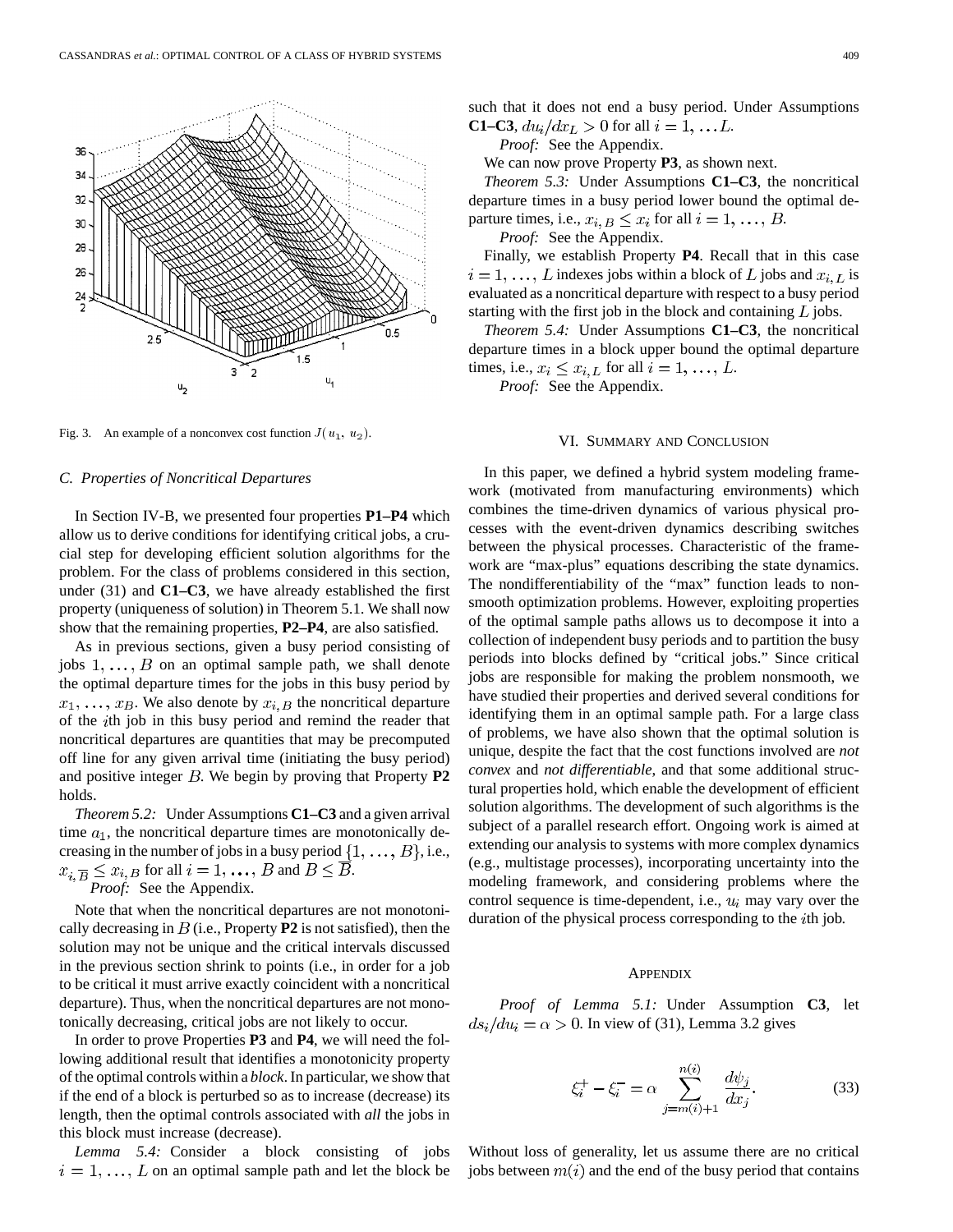Fig. 3. An example of a nonconvex cost function $J(u_1, u_2)$.

### C. Properties of Noncritical Departures

In Section IV-B, we presented four properties **P1–P4** which allow us to derive conditions for identifying critical jobs, a crucial step for developing efficient solution algorithms for the problem. For the class of problems considered in this section, under (31) and **C1–C3**, we have already established the first property (uniqueness of solution) in Theorem 5.1. We shall now show that the remaining properties, **P2–P4**, are also satisfied.

As in previous sections, given a busy period consisting of jobs $1, \ldots, B$ on an optimal sample path, we shall denote the optimal departure times for the jobs in this busy period by $x_1, \ldots, x_B$. We also denote by $x_{i,B}$ the noncritical departure of the $i$th job in this busy period and remind the reader that noncritical departures are quantities that may be precomputed off line for any given arrival time (initiating the busy period) and positive integer $B$. We begin by proving that Property **P2** holds.

*Theorem 5.2:* Under Assumptions **C1–C3** and a given arrival time $a_1$, the noncritical departure times are monotonically decreasing in the number of jobs in a busy period $\{1, \ldots, B\}$, i.e., $x_{i,\overline{B}} \leq x_{i,B}$ for all $i = 1, \ldots, B$ and $B \leq \overline{B}$.

*Proof:* See the Appendix.

Note that when the noncritical departures are not monotonically decreasing in $B$ (i.e., Property **P2** is not satisfied), then the solution may not be unique and the critical intervals discussed in the previous section shrink to points (i.e., in order for a job to be critical it must arrive exactly coincident with a noncritical departure). Thus, when the noncritical departures are not monotonically decreasing, critical jobs are not likely to occur.

In order to prove Properties **P3** and **P4**, we will need the following additional result that identifies a monotonicity property of the optimal controls within a *block*. In particular, we show that if the end of a block is perturbed so as to increase (decrease) its length, then the optimal controls associated with *all* the jobs in this block must increase (decrease).

*Lemma 5.4:* Consider a block consisting of jobs $i = 1, \ldots, L$ on an optimal sample path and let the block be such that it does not end a busy period. Under Assumptions **C1–C3**, $du_i/dx_L > 0$ for all $i = 1, \ldots L$.

*Proof:* See the Appendix.

We can now prove Property **P3**, as shown next.

*Theorem 5.3:* Under Assumptions **C1–C3**, the noncritical departure times in a busy period lower bound the optimal departure times, i.e., $x_{i,B} \leq x_i$ for all $i = 1, \ldots, B$.

*Proof:* See the Appendix.

Finally, we establish Property **P4**. Recall that in this case $i = 1, \ldots, L$ indexes jobs within a block of $L$ jobs and $x_{i,L}$ is evaluated as a noncritical departure with respect to a busy period starting with the first job in the block and containing $L$ jobs.

*Theorem 5.4:* Under Assumptions **C1–C3**, the noncritical departure times in a block upper bound the optimal departure times, i.e., $x_i \leq x_{i,L}$ for all $i = 1, \ldots, L$.

*Proof:* See the Appendix.

## VI. Summary and Conclusion

In this paper, we defined a hybrid system modeling framework (motivated from manufacturing environments) which combines the time-driven dynamics of various physical processes with the event-driven dynamics describing switches between the physical processes. Characteristic of the framework are "max-plus" equations describing the state dynamics. The nondifferentiability of the "max" function leads to nonsmooth optimization problems. However, exploiting properties of the optimal sample paths allows us to decompose it into a collection of independent busy periods and to partition the busy periods into blocks defined by "critical jobs." Since critical jobs are responsible for making the problem nonsmooth, we have studied their properties and derived several conditions for identifying them in an optimal sample path. For a large class of problems, we have also shown that the optimal solution is unique, despite the fact that the cost functions involved are *not convex* and *not differentiable*, and that some additional structural properties hold, which enable the development of efficient solution algorithms. The development of such algorithms is the subject of a parallel research effort. Ongoing work is aimed at extending our analysis to systems with more complex dynamics (e.g., multistage processes), incorporating uncertainty into the modeling framework, and considering problems where the control sequence is time-dependent, i.e., $u_i$ may vary over the duration of the physical process corresponding to the $i$th job.

## Appendix

*Proof of Lemma 5.1:* Under Assumption **C3**, let $ds_i/du_i = \alpha > 0$. In view of (31), Lemma 3.2 gives

$$\xi_i^+ - \xi_i^- = \alpha \sum_{j=m(i)+1}^{n(i)} \frac{d\psi_j}{dx_j}. \tag{33}$$

Without loss of generality, let us assume there are no critical jobs between $m(i)$ and the end of the busy period that contains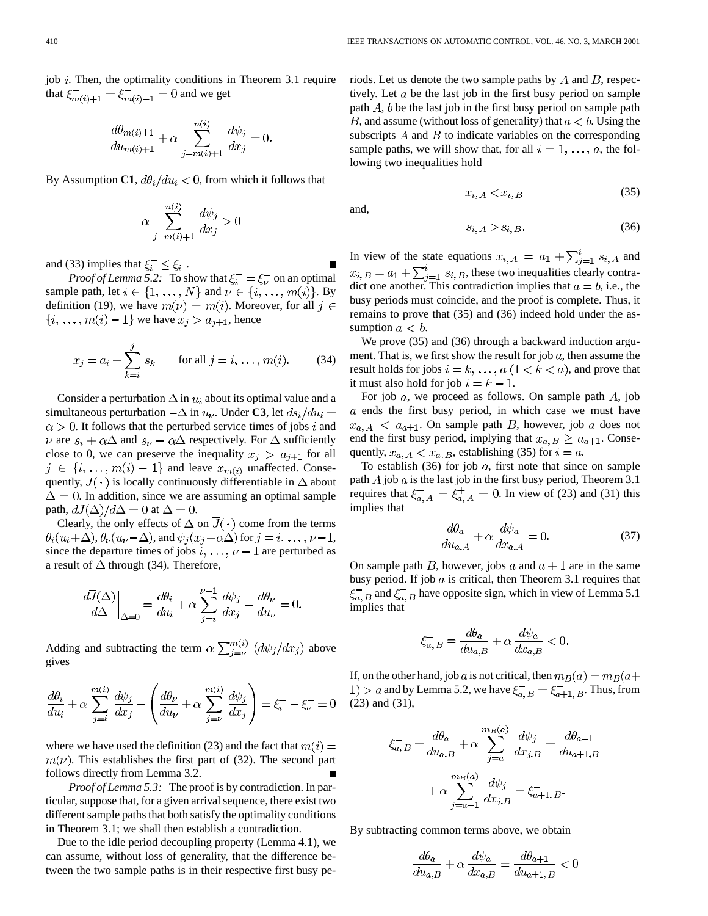job $i$. Then, the optimality conditions in Theorem 3.1 require that $\xi_{m(i)+1}^- = \xi_{m(i)+1}^+ = 0$ and we get

$$\frac{d\theta_{m(i)+1}}{du_{m(i)+1}} + \alpha \sum_{j=m(i)+1}^{n(i)} \frac{d\psi_j}{dx_j} = 0.$$

By Assumption **C1**, $d\theta_i/du_i < 0$, from which it follows that

$$\alpha \sum_{j=m(i)+1}^{n(i)} \frac{d\psi_j}{dx_j} > 0$$

and (33) implies that $\xi_i^- \leq \xi_i^+$. ∎

*Proof of Lemma 5.2:* To show that $\xi_i^- = \xi_\nu^-$ on an optimal sample path, let $i \in \{1, \ldots, N\}$ and $\nu \in \{i, \ldots, m(i)\}$. By definition (19), we have $m(\nu) = m(i)$. Moreover, for all $j \in \{i, \ldots, m(i) - 1\}$ we have $x_j > a_{j+1}$, hence

$$x_j = a_i + \sum_{k=i}^{j} s_k \qquad \text{for all } j = i, \ldots, m(i). \tag{34}$$

Consider a perturbation $\Delta$ in $u_i$ about its optimal value and a simultaneous perturbation $-\Delta$ in $u_\nu$. Under **C3**, let $ds_i/du_i = \alpha > 0$. It follows that the perturbed service times of jobs $i$ and $\nu$ are $s_i + \alpha\Delta$ and $s_\nu - \alpha\Delta$ respectively. For $\Delta$ sufficiently close to 0, we can preserve the inequality $x_j > a_{j+1}$ for all $j \in \{i, \ldots, m(i) - 1\}$ and leave $x_{m(i)}$ unaffected. Consequently, $\overline{J}(\cdot)$ is locally continuously differentiable in $\Delta$ about $\Delta = 0$. In addition, since we are assuming an optimal sample path, $d\overline{J}(\Delta)/d\Delta = 0$ at $\Delta = 0$.

Clearly, the only effects of $\Delta$ on $\overline{J}(\cdot)$ come from the terms $\theta_i(u_i + \Delta)$, $\theta_\nu(u_\nu - \Delta)$, and $\psi_j(x_j + \alpha\Delta)$ for $j = i, \ldots, \nu - 1$, since the departure times of jobs $i, \ldots, \nu - 1$ are perturbed as a result of $\Delta$ through (34). Therefore,

$$\left.\frac{d\overline{J}(\Delta)}{d\Delta}\right|_{\Delta=0} = \frac{d\theta_i}{du_i} + \alpha \sum_{j=i}^{\nu-1} \frac{d\psi_j}{dx_j} - \frac{d\theta_\nu}{du_\nu} = 0.$$

Adding and subtracting the term $\alpha \sum_{j=\nu}^{m(i)} (d\psi_j/dx_j)$ above gives

$$\frac{d\theta_i}{du_i} + \alpha \sum_{j=i}^{m(i)} \frac{d\psi_j}{dx_j} - \left( \frac{d\theta_\nu}{du_\nu} + \alpha \sum_{j=\nu}^{m(i)} \frac{d\psi_j}{dx_j} \right) = \xi_i^- - \xi_\nu^- = 0$$

where we have used the definition (23) and the fact that $m(i) = m(\nu)$. This establishes the first part of (32). The second part follows directly from Lemma 3.2. ∎

*Proof of Lemma 5.3:* The proof is by contradiction. In particular, suppose that, for a given arrival sequence, there exist two different sample paths that both satisfy the optimality conditions in Theorem 3.1; we shall then establish a contradiction.

Due to the idle period decoupling property (Lemma 4.1), we can assume, without loss of generality, that the difference between the two sample paths is in their respective first busy periods. Let us denote the two sample paths by $A$ and $B$, respectively. Let $a$ be the last job in the first busy period on sample path $A$, $b$ be the last job in the first busy period on sample path $B$, and assume (without loss of generality) that $a < b$. Using the subscripts $A$ and $B$ to indicate variables on the corresponding sample paths, we will show that, for all $i = 1, \ldots, a$, the following two inequalities hold

$$x_{i,A} < x_{i,B} \tag{35}$$

and,

$$s_{i,A} > s_{i,B}. \tag{36}$$

In view of the state equations $x_{i,A} = a_1 + \sum_{j=1}^{i} s_{i,A}$ and $x_{i,B} = a_1 + \sum_{j=1}^{i} s_{i,B}$, these two inequalities clearly contradict one another. This contradiction implies that $a = b$, i.e., the busy periods must coincide, and the proof is complete. Thus, it remains to prove that (35) and (36) indeed hold under the assumption $a < b$.

We prove (35) and (36) through a backward induction argument. That is, we first show the result for job $a$, then assume the result holds for jobs $i = k, \ldots, a$ $(1 < k < a)$, and prove that it must also hold for job $i = k - 1$.

For job $a$, we proceed as follows. On sample path $A$, job $a$ ends the first busy period, in which case we must have $x_{a,A} < a_{a+1}$. On sample path $B$, however, job $a$ does not end the first busy period, implying that $x_{a,B} \geq a_{a+1}$. Consequently, $x_{a,A} < x_{a,B}$, establishing (35) for $i = a$.

To establish (36) for job $a$, first note that since on sample path $A$ job $a$ is the last job in the first busy period, Theorem 3.1 requires that $\xi_{a,A}^- = \xi_{a,A}^+ = 0$. In view of (23) and (31) this implies that

$$\frac{d\theta_a}{du_{a,A}} + \alpha \frac{d\psi_a}{dx_{a,A}} = 0. \tag{37}$$

On sample path $B$, however, jobs $a$ and $a+1$ are in the same busy period. If job $a$ is critical, then Theorem 3.1 requires that $\xi_{a,B}^-$ and $\xi_{a,B}^+$ have opposite sign, which in view of Lemma 5.1 implies that

$$\xi_{a,B}^- = \frac{d\theta_a}{du_{a,B}} + \alpha \frac{d\psi_a}{dx_{a,B}} < 0.$$

If, on the other hand, job $a$ is not critical, then $m_B(a) = m_B(a+1) > a$ and by Lemma 5.2, we have $\xi_{a,B}^- = \xi_{a+1,B}^-$. Thus, from (23) and (31),

$$\xi_{a,B}^- = \frac{d\theta_a}{du_{a,B}} + \alpha \sum_{j=a}^{m_B(a)} \frac{d\psi_j}{dx_{j,B}} = \frac{d\theta_{a+1}}{du_{a+1,B}} + \alpha \sum_{j=a+1}^{m_B(a)} \frac{d\psi_j}{dx_{j,B}} = \xi_{a+1,B}^-.$$

By subtracting common terms above, we obtain

$$\frac{d\theta_a}{du_{a,B}} + \alpha \frac{d\psi_a}{dx_{a,B}} = \frac{d\theta_{a+1}}{du_{a+1,B}} < 0$$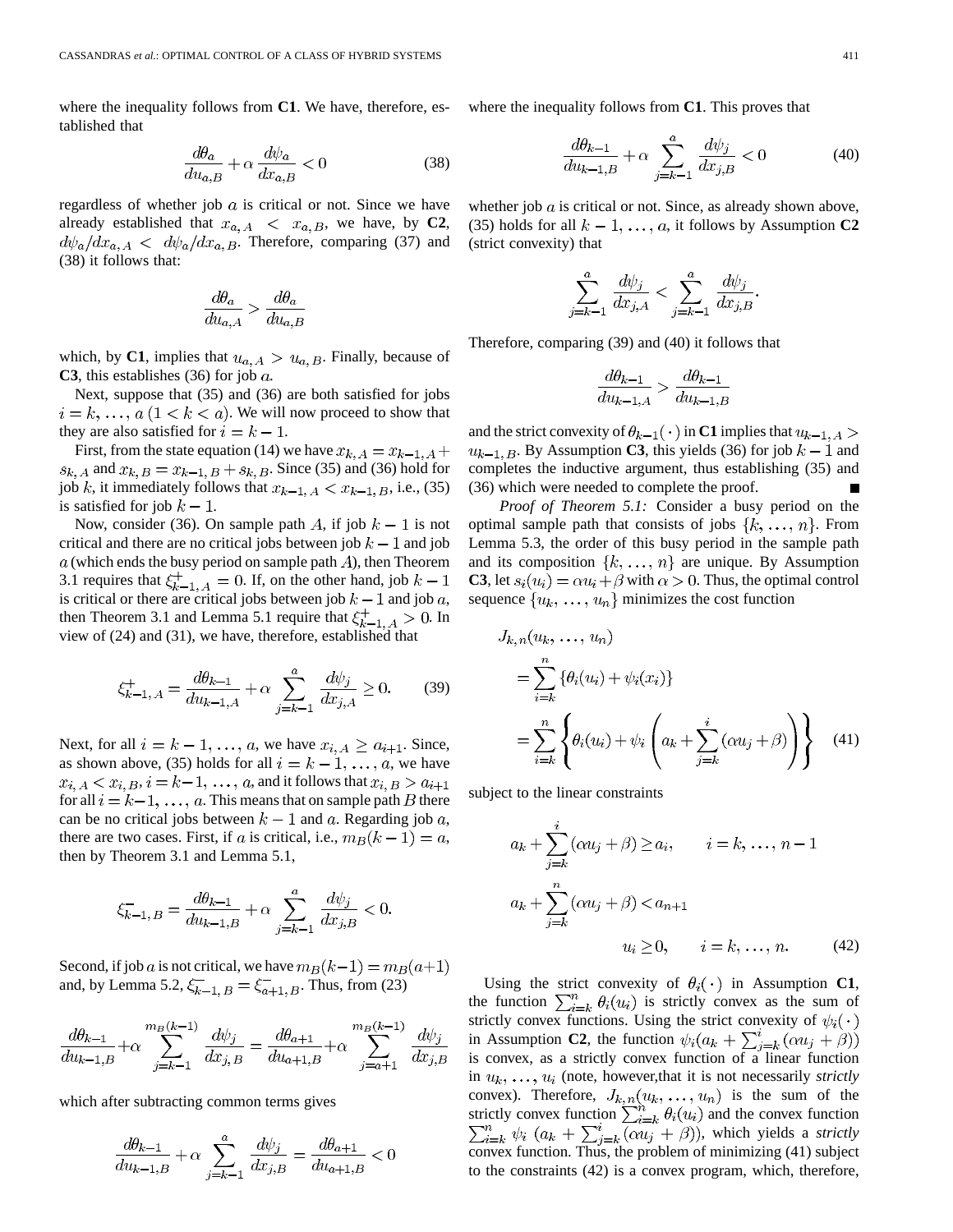where the inequality follows from **C1**. We have, therefore, established that

$$\frac{d\theta_a}{du_{a,B}} + \alpha \frac{d\psi_a}{dx_{a,B}} < 0 \tag{38}$$

regardless of whether job $a$ is critical or not. Since we have already established that $x_{a,A} < x_{a,B}$, we have, by **C2**, $d\psi_a/dx_{a,A} < d\psi_a/dx_{a,B}$. Therefore, comparing (37) and (38) it follows that:

$$\frac{d\theta_a}{du_{a,A}} > \frac{d\theta_a}{du_{a,B}}$$

which, by **C1**, implies that $u_{a,A} > u_{a,B}$. Finally, because of **C3**, this establishes (36) for job $a$.

Next, suppose that (35) and (36) are both satisfied for jobs $i = k, \ldots, a \; (1 < k < a)$. We will now proceed to show that they are also satisfied for $i = k-1$.

First, from the state equation (14) we have $x_{k,A} = x_{k-1,A} + s_{k,A}$ and $x_{k,B} = x_{k-1,B} + s_{k,B}$. Since (35) and (36) hold for job $k$, it immediately follows that $x_{k-1,A} < x_{k-1,B}$, i.e., (35) is satisfied for job $k-1$.

Now, consider (36). On sample path $A$, if job $k-1$ is not critical and there are no critical jobs between job $k-1$ and job $a$ (which ends the busy period on sample path $A$), then Theorem 3.1 requires that $\xi^+_{k-1,A} = 0$. If, on the other hand, job $k-1$ is critical or there are critical jobs between job $k-1$ and job $a$, then Theorem 3.1 and Lemma 5.1 require that $\xi^+_{k-1,A} > 0$. In view of (24) and (31), we have, therefore, established that

$$\xi^+_{k-1,A} = \frac{d\theta_{k-1}}{du_{k-1,A}} + \alpha \sum_{j=k-1}^{a} \frac{d\psi_j}{dx_{j,A}} \geq 0. \tag{39}$$

Next, for all $i = k-1, \ldots, a$, we have $x_{i,A} \geq a_{i+1}$. Since, as shown above, (35) holds for all $i = k-1, \ldots, a$, we have $x_{i,A} < x_{i,B}, i = k-1, \ldots, a$, and it follows that $x_{i,B} > a_{i+1}$ for all $i = k-1, \ldots, a$. This means that on sample path $B$ there can be no critical jobs between $k-1$ and $a$. Regarding job $a$, there are two cases. First, if $a$ is critical, i.e., $m_B(k-1) = a$, then by Theorem 3.1 and Lemma 5.1,

$$\xi^-_{k-1,B} = \frac{d\theta_{k-1}}{du_{k-1,B}} + \alpha \sum_{j=k-1}^{a} \frac{d\psi_j}{dx_{j,B}} < 0.$$

Second, if job $a$ is not critical, we have $m_B(k-1) = m_B(a+1)$ and, by Lemma 5.2, $\xi^-_{k-1,B} = \xi^-_{a+1,B}$. Thus, from (23)

$$\frac{d\theta_{k-1}}{du_{k-1,B}} + \alpha \sum_{j=k-1}^{m_B(k-1)} \frac{d\psi_j}{dx_{j,B}} = \frac{d\theta_{a+1}}{du_{a+1,B}} + \alpha \sum_{j=a+1}^{m_B(k-1)} \frac{d\psi_j}{dx_{j,B}}$$

which after subtracting common terms gives

$$\frac{d\theta_{k-1}}{du_{k-1,B}} + \alpha \sum_{j=k-1}^{a} \frac{d\psi_j}{dx_{j,B}} = \frac{d\theta_{a+1}}{du_{a+1,B}} < 0$$

where the inequality follows from **C1**. This proves that

$$\frac{d\theta_{k-1}}{du_{k-1,B}} + \alpha \sum_{j=k-1}^{a} \frac{d\psi_j}{dx_{j,B}} < 0 \tag{40}$$

whether job $a$ is critical or not. Since, as already shown above, (35) holds for all $k-1, \ldots, a$, it follows by Assumption **C2** (strict convexity) that

$$\sum_{j=k-1}^{a} \frac{d\psi_j}{dx_{j,A}} < \sum_{j=k-1}^{a} \frac{d\psi_j}{dx_{j,B}}.$$

Therefore, comparing (39) and (40) it follows that

$$\frac{d\theta_{k-1}}{du_{k-1,A}} > \frac{d\theta_{k-1}}{du_{k-1,B}}$$

and the strict convexity of $\theta_{k-1}(\cdot)$ in **C1** implies that $u_{k-1,A} > u_{k-1,B}$. By Assumption **C3**, this yields (36) for job $k-1$ and completes the inductive argument, thus establishing (35) and (36) which were needed to complete the proof. ∎

*Proof of Theorem 5.1:* Consider a busy period on the optimal sample path that consists of jobs $\{k, \ldots, n\}$. From Lemma 5.3, the order of this busy period in the sample path and its composition $\{k, \ldots, n\}$ are unique. By Assumption **C3**, let $s_i(u_i) = \alpha u_i + \beta$ with $\alpha > 0$. Thus, the optimal control sequence $\{u_k, \ldots, u_n\}$ minimizes the cost function

$$\begin{aligned} J_{k,n}(u_k, \ldots, u_n) &= \sum_{i=k}^{n} \{\theta_i(u_i) + \psi_i(x_i)\} \\ &= \sum_{i=k}^{n} \left\{ \theta_i(u_i) + \psi_i \left( a_k + \sum_{j=k}^{i} (\alpha u_j + \beta) \right) \right\} \end{aligned} \tag{41}$$

subject to the linear constraints

$$\begin{aligned} a_k + \sum_{j=k}^{i} (\alpha u_j + \beta) &\geq a_i, \qquad i = k, \ldots, n-1 \\ a_k + \sum_{j=k}^{n} (\alpha u_j + \beta) &< a_{n+1} \\ u_i \geq 0, &\qquad i = k, \ldots, n. \end{aligned} \tag{42}$$

Using the strict convexity of $\theta_i(\cdot)$ in Assumption **C1**, the function $\sum_{i=k}^{n} \theta_i(u_i)$ is strictly convex as the sum of strictly convex functions. Using the strict convexity of $\psi_i(\cdot)$ in Assumption **C2**, the function $\psi_i(a_k + \sum_{j=k}^{i}(\alpha u_j + \beta))$ is convex, as a strictly convex function of a linear function in $u_k, \ldots, u_i$ (note, however,that it is not necessarily *strictly* convex). Therefore, $J_{k,n}(u_k, \ldots, u_n)$ is the sum of the strictly convex function $\sum_{i=k}^{n} \theta_i(u_i)$ and the convex function $\sum_{i=k}^{n} \psi_i \; (a_k + \sum_{j=k}^{i}(\alpha u_j + \beta))$, which yields a *strictly* convex function. Thus, the problem of minimizing (41) subject to the constraints (42) is a convex program, which, therefore,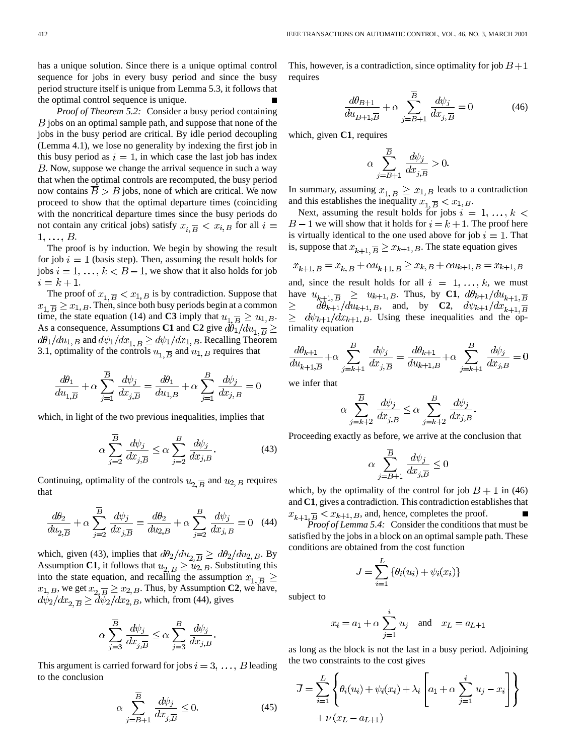has a unique solution. Since there is a unique optimal control sequence for jobs in every busy period and since the busy period structure itself is unique from Lemma 5.3, it follows that the optimal control sequence is unique. ∎

*Proof of Theorem 5.2:* Consider a busy period containing $B$ jobs on an optimal sample path, and suppose that none of the jobs in the busy period are critical. By idle period decoupling (Lemma 4.1), we lose no generality by indexing the first job in this busy period as $i = 1$, in which case the last job has index $B$. Now, suppose we change the arrival sequence in such a way that when the optimal controls are recomputed, the busy period now contains $\overline{B} > B$ jobs, none of which are critical. We now proceed to show that the optimal departure times (coinciding with the noncritical departure times since the busy periods do not contain any critical jobs) satisfy $x_{i,\overline{B}} < x_{i,B}$ for all $i = 1, \ldots, B$.

The proof is by induction. We begin by showing the result for job $i = 1$ (basis step). Then, assuming the result holds for jobs $i = 1, \ldots, k < B - 1$, we show that it also holds for job $i = k + 1$.

The proof of $x_{1,\overline{B}} < x_{1,B}$ is by contradiction. Suppose that $x_{1,\overline{B}} \geq x_{1,B}$. Then, since both busy periods begin at a common time, the state equation (14) and **C3** imply that $u_{1,\overline{B}} \geq u_{1,B}$. As a consequence, Assumptions **C1** and **C2** give $d\theta_1/du_{1,\overline{B}} \geq d\theta_1/du_{1,B}$ and $d\psi_1/dx_{1,\overline{B}} \geq d\psi_1/dx_{1,B}$. Recalling Theorem 3.1, optimality of the controls $u_{1,\overline{B}}$ and $u_{1,B}$ requires that

$$\frac{d\theta_1}{du_{1,\overline{B}}} + \alpha \sum_{j=1}^{\overline{B}} \frac{d\psi_j}{dx_{j,\overline{B}}} = \frac{d\theta_1}{du_{1,B}} + \alpha \sum_{j=1}^{B} \frac{d\psi_j}{dx_{j,B}} = 0$$

which, in light of the two previous inequalities, implies that

$$\alpha \sum_{j=2}^{\overline{B}} \frac{d\psi_j}{dx_{j,\overline{B}}} \leq \alpha \sum_{j=2}^{B} \frac{d\psi_j}{dx_{j,B}}. \tag{43}$$

Continuing, optimality of the controls $u_{2,\overline{B}}$ and $u_{2,B}$ requires that

$$\frac{d\theta_2}{du_{2,\overline{B}}} + \alpha \sum_{j=2}^{\overline{B}} \frac{d\psi_j}{dx_{j,\overline{B}}} = \frac{d\theta_2}{du_{2,B}} + \alpha \sum_{j=2}^{B} \frac{d\psi_j}{dx_{j,B}} = 0 \tag{44}$$

which, given (43), implies that $d\theta_2/du_{2,\overline{B}} \geq d\theta_2/du_{2,B}$. By Assumption **C1**, it follows that $u_{2,\overline{B}} \geq u_{2,B}$. Substituting this into the state equation, and recalling the assumption $x_{1,\overline{B}} \geq x_{1,B}$, we get $x_{2,\overline{B}} \geq x_{2,B}$. Thus, by Assumption **C2**, we have, $d\psi_2/dx_{2,\overline{B}} \geq d\psi_2/dx_{2,B}$, which, from (44), gives

$$\alpha \sum_{j=3}^{\overline{B}} \frac{d\psi_j}{dx_{j,\overline{B}}} \leq \alpha \sum_{j=3}^{B} \frac{d\psi_j}{dx_{j,B}}.$$

This argument is carried forward for jobs $i = 3, \ldots, B$ leading to the conclusion

$$\alpha \sum_{j=B+1}^{\overline{B}} \frac{d\psi_j}{dx_{j,\overline{B}}} \leq 0. \tag{45}$$

This, however, is a contradiction, since optimality for job $B + 1$ requires

$$\frac{d\theta_{B+1}}{du_{B+1,\overline{B}}} + \alpha \sum_{j=B+1}^{\overline{B}} \frac{d\psi_j}{dx_{j,\overline{B}}} = 0 \tag{46}$$

which, given **C1**, requires

$$\alpha \sum_{j=B+1}^{\overline{B}} \frac{d\psi_j}{dx_{j,\overline{B}}} > 0.$$

In summary, assuming $x_{1,\overline{B}} \geq x_{1,B}$ leads to a contradiction and this establishes the inequality $x_{1,\overline{B}} < x_{1,B}$.

Next, assuming the result holds for jobs $i = 1, \ldots, k < B - 1$ we will show that it holds for $i = k + 1$. The proof here is virtually identical to the one used above for job $i = 1$. That is, suppose that $x_{k+1,\overline{B}} \geq x_{k+1,B}$. The state equation gives

$$x_{k+1,\overline{B}} = x_{k,\overline{B}} + \alpha u_{k+1,\overline{B}} \geq x_{k,B} + \alpha u_{k+1,B} = x_{k+1,B}$$

and, since the result holds for all $i = 1, \ldots, k$, we must have $u_{k+1,\overline{B}} \geq u_{k+1,B}$. Thus, by **C1**, $d\theta_{k+1}/du_{k+1,\overline{B}} \geq d\theta_{k+1}/du_{k+1,B}$, and, by **C2**, $d\psi_{k+1}/dx_{k+1,\overline{B}} \geq d\psi_{k+1}/dx_{k+1,B}$. Using these inequalities and the optimality equation

$$\frac{d\theta_{k+1}}{du_{k+1,\overline{B}}} + \alpha \sum_{j=k+1}^{\overline{B}} \frac{d\psi_j}{dx_{j,\overline{B}}} = \frac{d\theta_{k+1}}{du_{k+1,B}} + \alpha \sum_{j=k+1}^{B} \frac{d\psi_j}{dx_{j,B}} = 0$$

we infer that

$$\alpha \sum_{j=k+2}^{\overline{B}} \frac{d\psi_j}{dx_{j,\overline{B}}} \leq \alpha \sum_{j=k+2}^{B} \frac{d\psi_j}{dx_{j,B}}.$$

Proceeding exactly as before, we arrive at the conclusion that

$$\alpha \sum_{j=B+1}^{\overline{B}} \frac{d\psi_j}{dx_{j,\overline{B}}} \leq 0$$

which, by the optimality of the control for job $B + 1$ in (46) and **C1**, gives a contradiction. This contradiction establishes that $x_{k+1,\overline{B}} < x_{k+1,B}$, and, hence, completes the proof. ∎

*Proof of Lemma 5.4:* Consider the conditions that must be satisfied by the jobs in a block on an optimal sample path. These conditions are obtained from the cost function

$$J = \sum_{i=1}^{L} \{\theta_i(u_i) + \psi_i(x_i)\}$$

subject to

$$x_i = a_1 + \alpha \sum_{j=1}^{i} u_j \quad \text{and} \quad x_L = a_{L+1}$$

as long as the block is not the last in a busy period. Adjoining the two constraints to the cost gives

$$\overline{J} = \sum_{i=1}^{L} \left\{ \theta_i(u_i) + \psi_i(x_i) + \lambda_i \left[ a_1 + \alpha \sum_{j=1}^{i} u_j - x_i \right] \right\} + \nu (x_L - a_{L+1})$$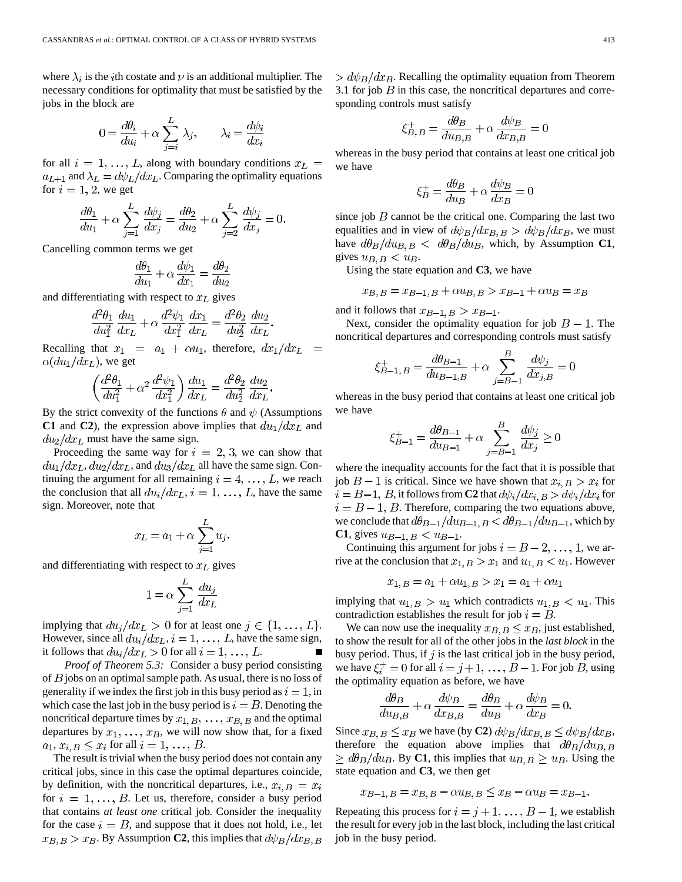where $\lambda_i$ is the $i$th costate and $\nu$ is an additional multiplier. The necessary conditions for optimality that must be satisfied by the jobs in the block are

$$0 = \frac{d\theta_i}{du_i} + \alpha \sum_{j=i}^{L} \lambda_j, \qquad \lambda_i = \frac{d\psi_i}{dx_i}$$

for all $i = 1, \ldots, L$, along with boundary conditions $x_L = a_{L+1}$ and $\lambda_L = d\psi_L/dx_L$. Comparing the optimality equations for $i = 1, 2$, we get

$$\frac{d\theta_1}{du_1} + \alpha \sum_{j=1}^{L} \frac{d\psi_j}{dx_j} = \frac{d\theta_2}{du_2} + \alpha \sum_{j=2}^{L} \frac{d\psi_j}{dx_j} = 0.$$

Cancelling common terms we get

$$\frac{d\theta_1}{du_1} + \alpha \frac{d\psi_1}{dx_1} = \frac{d\theta_2}{du_2}$$

and differentiating with respect to $x_L$ gives

$$\frac{d^2\theta_1}{du_1^2}\frac{du_1}{dx_L} + \alpha \frac{d^2\psi_1}{dx_1^2}\frac{dx_1}{dx_L} = \frac{d^2\theta_2}{du_2^2}\frac{du_2}{dx_L}.$$

Recalling that $x_1 = a_1 + \alpha u_1$, therefore, $dx_1/dx_L = \alpha(du_1/dx_L)$, we get

$$\left(\frac{d^2\theta_1}{du_1^2} + \alpha^2 \frac{d^2\psi_1}{dx_1^2}\right)\frac{du_1}{dx_L} = \frac{d^2\theta_2}{du_2^2}\frac{du_2}{dx_L}.$$

By the strict convexity of the functions $\theta$ and $\psi$ (Assumptions **C1** and **C2**), the expression above implies that $du_1/dx_L$ and $du_2/dx_L$ must have the same sign.

Proceeding the same way for $i = 2, 3$, we can show that $du_1/dx_L$, $du_2/dx_L$, and $du_3/dx_L$ all have the same sign. Continuing the argument for all remaining $i = 4, \ldots, L$, we reach the conclusion that all $du_i/dx_L$, $i = 1, \ldots, L$, have the same sign. Moreover, note that

$$x_L = a_1 + \alpha \sum_{j=1}^{L} u_j.$$

and differentiating with respect to $x_L$ gives

$$1 = \alpha \sum_{j=1}^{L} \frac{du_j}{dx_L}$$

implying that $du_j/dx_L > 0$ for at least one $j \in \{1, \ldots, L\}$. However, since all $du_i/dx_L$, $i = 1, \ldots, L$, have the same sign, it follows that $du_i/dx_L > 0$ for all $i = 1, \ldots, L$. ∎

*Proof of Theorem 5.3:* Consider a busy period consisting of $B$ jobs on an optimal sample path. As usual, there is no loss of generality if we index the first job in this busy period as $i = 1$, in which case the last job in the busy period is $i = B$. Denoting the noncritical departure times by $x_{1,B}, \ldots, x_{B,B}$ and the optimal departures by $x_1, \ldots, x_B$, we will now show that, for a fixed $a_1$, $x_{i,B} \leq x_i$ for all $i = 1, \ldots, B$.

The result is trivial when the busy period does not contain any critical jobs, since in this case the optimal departures coincide, by definition, with the noncritical departures, i.e., $x_{i,B} = x_i$ for $i = 1, \ldots, B$. Let us, therefore, consider a busy period that contains *at least one* critical job. Consider the inequality for the case $i = B$, and suppose that it does not hold, i.e., let $x_{B,B} > x_B$. By Assumption **C2**, this implies that $d\psi_B/dx_{B,B} > d\psi_B/dx_B$. Recalling the optimality equation from Theorem 3.1 for job $B$ in this case, the noncritical departures and corresponding controls must satisfy

$$\xi_{B,B}^{+} = \frac{d\theta_B}{du_{B,B}} + \alpha \frac{d\psi_B}{dx_{B,B}} = 0$$

whereas in the busy period that contains at least one critical job we have

$$\xi_B^{+} = \frac{d\theta_B}{du_B} + \alpha \frac{d\psi_B}{dx_B} = 0$$

since job $B$ cannot be the critical one. Comparing the last two equalities and in view of $d\psi_B/dx_{B,B} > d\psi_B/dx_B$, we must have $d\theta_B/du_{B,B} < d\theta_B/du_B$, which, by Assumption **C1**, gives $u_{B,B} < u_B$.

Using the state equation and **C3**, we have

$$x_{B,B} = x_{B-1,B} + \alpha u_{B,B} > x_{B-1} + \alpha u_B = x_B$$

and it follows that $x_{B-1,B} > x_{B-1}$.

Next, consider the optimality equation for job $B-1$. The noncritical departures and corresponding controls must satisfy

$$\xi_{B-1,B}^{+} = \frac{d\theta_{B-1}}{du_{B-1,B}} + \alpha \sum_{j=B-1}^{B} \frac{d\psi_j}{dx_{j,B}} = 0$$

whereas in the busy period that contains at least one critical job we have

$$\xi_{B-1}^{+} = \frac{d\theta_{B-1}}{du_{B-1}} + \alpha \sum_{j=B-1}^{B} \frac{d\psi_j}{dx_j} \geq 0$$

where the inequality accounts for the fact that it is possible that job $B-1$ is critical. Since we have shown that $x_{i,B} > x_i$ for $i = B-1, B$, it follows from **C2** that $d\psi_i/dx_{i,B} > d\psi_i/dx_i$ for $i = B-1, B$. Therefore, comparing the two equations above, we conclude that $d\theta_{B-1}/du_{B-1,B} < d\theta_{B-1}/du_{B-1}$, which by **C1**, gives $u_{B-1,B} < u_{B-1}$.

Continuing this argument for jobs $i = B-2, \ldots, 1$, we arrive at the conclusion that $x_{1,B} > x_1$ and $u_{1,B} < u_1$. However

$$x_{1,B} = a_1 + \alpha u_{1,B} > x_1 = a_1 + \alpha u_1$$

implying that $u_{1,B} > u_1$ which contradicts $u_{1,B} < u_1$. This contradiction establishes the result for job $i = B$.

We can now use the inequality $x_{B,B} \leq x_B$, just established, to show the result for all of the other jobs in the *last block* in the busy period. Thus, if $j$ is the last critical job in the busy period, we have $\xi_i^{+} = 0$ for all $i = j+1, \ldots, B-1$. For job $B$, using the optimality equation as before, we have

$$\frac{d\theta_B}{du_{B,B}} + \alpha \frac{d\psi_B}{dx_{B,B}} = \frac{d\theta_B}{du_B} + \alpha \frac{d\psi_B}{dx_B} = 0.$$

Since $x_{B,B} \leq x_B$ we have (by **C2**) $d\psi_B/dx_{B,B} \leq d\psi_B/dx_B$, therefore the equation above implies that $d\theta_B/du_{B,B} \geq d\theta_B/du_B$. By **C1**, this implies that $u_{B,B} \geq u_B$. Using the state equation and **C3**, we then get

$$x_{B-1,B} = x_{B,B} - \alpha u_{B,B} \leq x_B - \alpha u_B = x_{B-1}.$$

Repeating this process for $i = j+1, \ldots, B-1$, we establish the result for every job in the last block, including the last critical job in the busy period.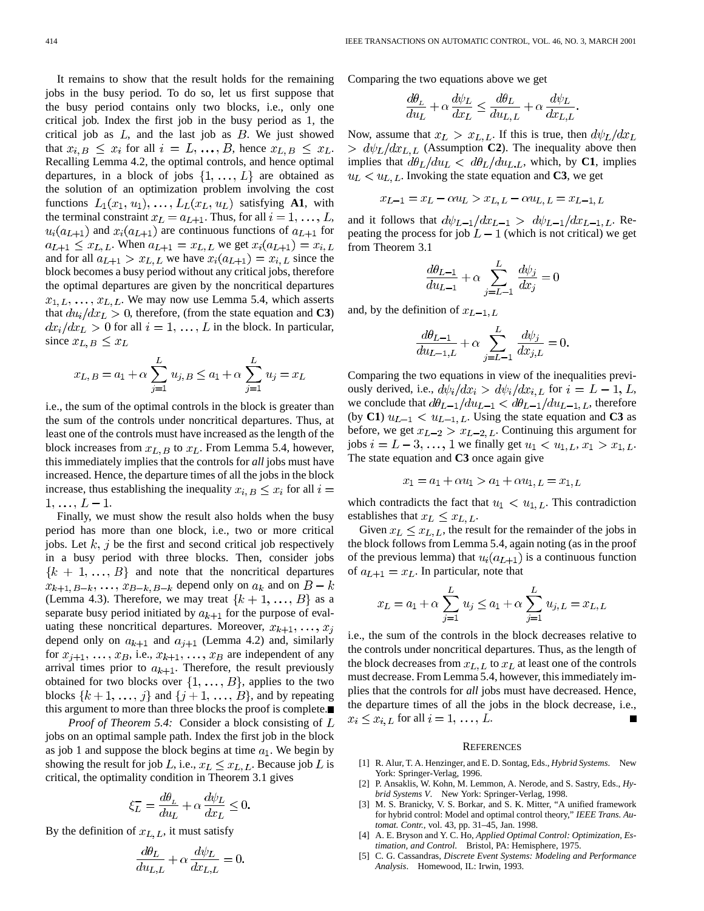It remains to show that the result holds for the remaining jobs in the busy period. To do so, let us first suppose that the busy period contains only two blocks, i.e., only one critical job. Index the first job in the busy period as 1, the critical job as $L$, and the last job as $B$. We just showed that $x_{i,B} \leq x_i$ for all $i = L, \ldots, B$, hence $x_{L,B} \leq x_L$. Recalling Lemma 4.2, the optimal controls, and hence optimal departures, in a block of jobs $\{1, \ldots, L\}$ are obtained as the solution of an optimization problem involving the cost functions $L_1(x_1, u_1), \ldots, L_L(x_L, u_L)$ satisfying **A1**, with the terminal constraint $x_L = a_{L+1}$. Thus, for all $i = 1, \ldots, L$, $u_i(a_{L+1})$ and $x_i(a_{L+1})$ are continuous functions of $a_{L+1}$ for $a_{L+1} \leq x_{L,L}$. When $a_{L+1} = x_{L,L}$ we get $x_i(a_{L+1}) = x_{i,L}$ and for all $a_{L+1} > x_{L,L}$ we have $x_i(a_{L+1}) = x_{i,L}$ since the block becomes a busy period without any critical jobs, therefore the optimal departures are given by the noncritical departures $x_{1,L}, \ldots, x_{L,L}$. We may now use Lemma 5.4, which asserts that $du_i/dx_L > 0$, therefore, (from the state equation and **C3**) $dx_i/dx_L > 0$ for all $i = 1, \ldots, L$ in the block. In particular, since $x_{L,B} \leq x_L$

$$x_{L,B} = a_1 + \alpha \sum_{j=1}^{L} u_{j,B} \leq a_1 + \alpha \sum_{j=1}^{L} u_j = x_L$$

i.e., the sum of the optimal controls in the block is greater than the sum of the controls under noncritical departures. Thus, at least one of the controls must have increased as the length of the block increases from $x_{L,B}$ to $x_L$. From Lemma 5.4, however, this immediately implies that the controls for *all* jobs must have increased. Hence, the departure times of all the jobs in the block increase, thus establishing the inequality $x_{i,B} \leq x_i$ for all $i = 1, \ldots, L-1$.

Finally, we must show the result also holds when the busy period has more than one block, i.e., two or more critical jobs. Let $k$, $j$ be the first and second critical job respectively in a busy period with three blocks. Then, consider jobs $\{k+1, \ldots, B\}$ and note that the noncritical departures $x_{k+1,B-k}, \ldots, x_{B-k,B-k}$ depend only on $a_k$ and on $B-k$ (Lemma 4.3). Therefore, we may treat $\{k+1, \ldots, B\}$ as a separate busy period initiated by $a_{k+1}$ for the purpose of evaluating these noncritical departures. Moreover, $x_{k+1}, \ldots, x_j$ depend only on $a_{k+1}$ and $a_{j+1}$ (Lemma 4.2) and, similarly for $x_{j+1}, \ldots, x_B$, i.e., $x_{k+1}, \ldots, x_B$ are independent of any arrival times prior to $a_{k+1}$. Therefore, the result previously obtained for two blocks over $\{1, \ldots, B\}$, applies to the two blocks $\{k+1, \ldots, j\}$ and $\{j+1, \ldots, B\}$, and by repeating this argument to more than three blocks the proof is complete. ■

*Proof of Theorem 5.4:* Consider a block consisting of $L$ jobs on an optimal sample path. Index the first job in the block as job 1 and suppose the block begins at time $a_1$. We begin by showing the result for job $L$, i.e., $x_L \leq x_{L,L}$. Because job $L$ is critical, the optimality condition in Theorem 3.1 gives

$$\xi_L^- = \frac{d\theta_L}{du_L} + \alpha \frac{d\psi_L}{dx_L} \leq 0.$$

By the definition of $x_{L,L}$, it must satisfy

$$\frac{d\theta_L}{du_{L,L}} + \alpha \frac{d\psi_L}{dx_{L,L}} = 0.$$

Comparing the two equations above we get

$$\frac{d\theta_L}{du_L} + \alpha \frac{d\psi_L}{dx_L} \leq \frac{d\theta_L}{du_{L,L}} + \alpha \frac{d\psi_L}{dx_{L,L}}.$$

Now, assume that $x_L > x_{L,L}$. If this is true, then $d\psi_L/dx_L > d\psi_L/dx_{L,L}$ (Assumption **C2**). The inequality above then implies that $d\theta_L/du_L < d\theta_L/du_{L,L}$, which, by **C1**, implies $u_L < u_{L,L}$. Invoking the state equation and **C3**, we get

$$x_{L-1} = x_L - \alpha u_L > x_{L,L} - \alpha u_{L,L} = x_{L-1,L}$$

and it follows that $d\psi_{L-1}/dx_{L-1} > d\psi_{L-1}/dx_{L-1,L}$. Repeating the process for job $L-1$ (which is not critical) we get from Theorem 3.1

$$\frac{d\theta_{L-1}}{du_{L-1}} + \alpha \sum_{j=L-1}^{L} \frac{d\psi_j}{dx_j} = 0$$

and, by the definition of $x_{L-1,L}$

$$\frac{d\theta_{L-1}}{du_{L-1,L}} + \alpha \sum_{j=L-1}^{L} \frac{d\psi_j}{dx_{j,L}} = 0.$$

Comparing the two equations in view of the inequalities previously derived, i.e., $d\psi_i/dx_i > d\psi_i/dx_{i,L}$ for $i = L-1, L$, we conclude that $d\theta_{L-1}/du_{L-1} < d\theta_{L-1}/du_{L-1,L}$, therefore (by **C1**) $u_{L-1} < u_{L-1,L}$. Using the state equation and **C3** as before, we get $x_{L-2} > x_{L-2,L}$. Continuing this argument for jobs $i = L-3, \ldots, 1$ we finally get $u_1 < u_{1,L}, x_1 > x_{1,L}$. The state equation and **C3** once again give

$$x_1 = a_1 + \alpha u_1 > a_1 + \alpha u_{1,L} = x_{1,L}$$

which contradicts the fact that $u_1 < u_{1,L}$. This contradiction establishes that $x_L \leq x_{L,L}$.

Given $x_L \leq x_{L,L}$, the result for the remainder of the jobs in the block follows from Lemma 5.4, again noting (as in the proof of the previous lemma) that $u_i(a_{L+1})$ is a continuous function of $a_{L+1} = x_L$. In particular, note that

$$x_L = a_1 + \alpha \sum_{j=1}^{L} u_j \leq a_1 + \alpha \sum_{j=1}^{L} u_{j,L} = x_{L,L}$$

i.e., the sum of the controls in the block decreases relative to the controls under noncritical departures. Thus, as the length of the block decreases from $x_{L,L}$ to $x_L$ at least one of the controls must decrease. From Lemma 5.4, however, this immediately implies that the controls for *all* jobs must have decreased. Hence, the departure times of all the jobs in the block decrease, i.e., $x_i \leq x_{i,L}$ for all $i = 1, \ldots, L$. ■

## REFERENCES

[1] R. Alur, T. A. Henzinger, and E. D. Sontag, Eds., *Hybrid Systems*. New York: Springer-Verlag, 1996.

[2] P. Ansaklis, W. Kohn, M. Lemmon, A. Nerode, and S. Sastry, Eds., *Hybrid Systems V*. New York: Springer-Verlag, 1998.

[3] M. S. Branicky, V. S. Borkar, and S. K. Mitter, "A unified framework for hybrid control: Model and optimal control theory," *IEEE Trans. Automat. Contr.*, vol. 43, pp. 31–45, Jan. 1998.

[4] A. E. Bryson and Y. C. Ho, *Applied Optimal Control: Optimization, Estimation, and Control*. Bristol, PA: Hemisphere, 1975.

[5] C. G. Cassandras, *Discrete Event Systems: Modeling and Performance Analysis*. Homewood, IL: Irwin, 1993.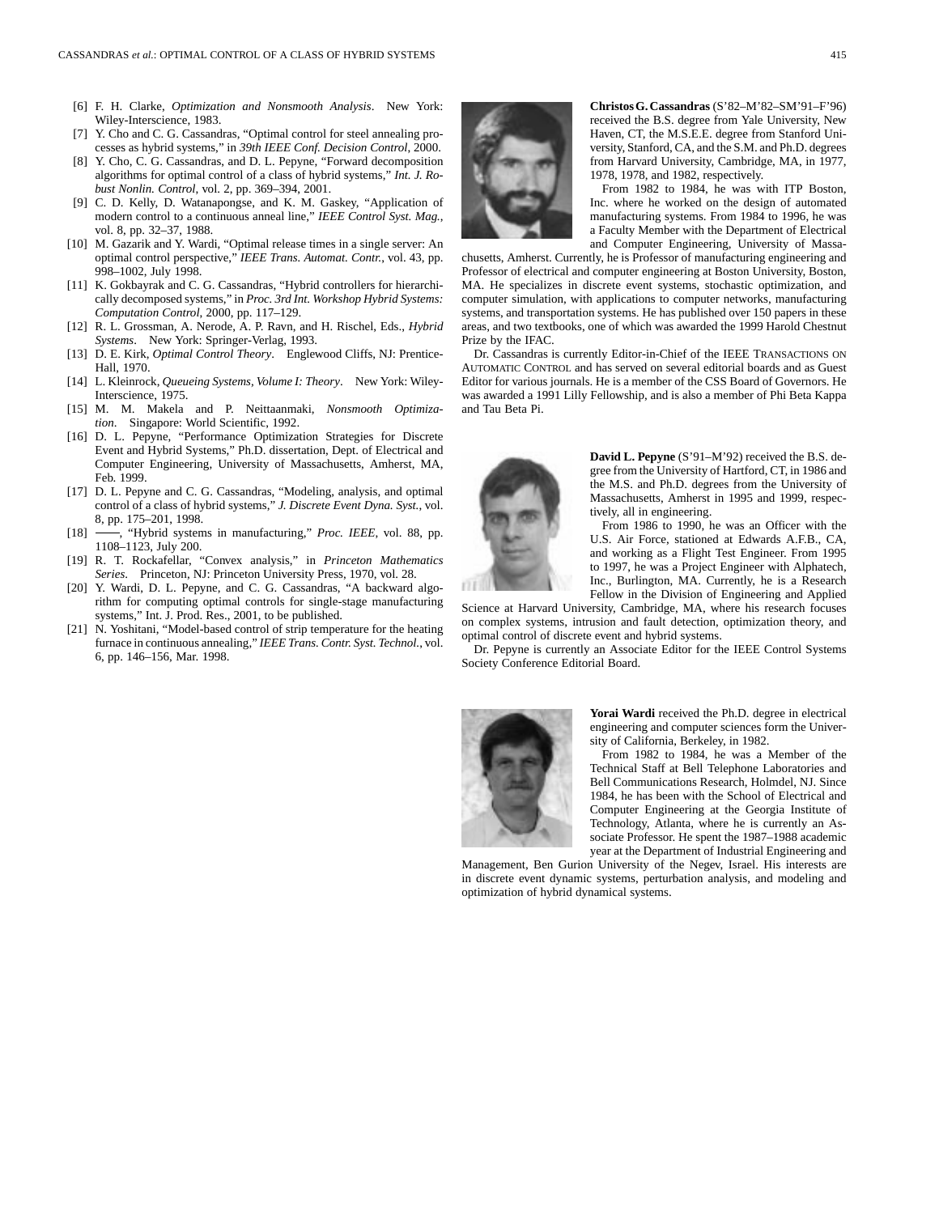[6] F. H. Clarke, *Optimization and Nonsmooth Analysis*. New York: Wiley-Interscience, 1983.

[7] Y. Cho and C. G. Cassandras, "Optimal control for steel annealing processes as hybrid systems," in *39th IEEE Conf. Decision Control*, 2000.

[8] Y. Cho, C. G. Cassandras, and D. L. Pepyne, "Forward decomposition algorithms for optimal control of a class of hybrid systems," *Int. J. Robust Nonlin. Control*, vol. 2, pp. 369–394, 2001.

[9] C. D. Kelly, D. Watanapongse, and K. M. Gaskey, "Application of modern control to a continuous anneal line," *IEEE Control Syst. Mag.*, vol. 8, pp. 32–37, 1988.

[10] M. Gazarik and Y. Wardi, "Optimal release times in a single server: An optimal control perspective," *IEEE Trans. Automat. Contr.*, vol. 43, pp. 998–1002, July 1998.

[11] K. Gokbayrak and C. G. Cassandras, "Hybrid controllers for hierarchically decomposed systems," in *Proc. 3rd Int. Workshop Hybrid Systems: Computation Control*, 2000, pp. 117–129.

[12] R. L. Grossman, A. Nerode, A. P. Ravn, and H. Rischel, Eds., *Hybrid Systems*. New York: Springer-Verlag, 1993.

[13] D. E. Kirk, *Optimal Control Theory*. Englewood Cliffs, NJ: Prentice-Hall, 1970.

[14] L. Kleinrock, *Queueing Systems, Volume I: Theory*. New York: Wiley-Interscience, 1975.

[15] M. M. Makela and P. Neittaanmaki, *Nonsmooth Optimization*. Singapore: World Scientific, 1992.

[16] D. L. Pepyne, "Performance Optimization Strategies for Discrete Event and Hybrid Systems," Ph.D. dissertation, Dept. of Electrical and Computer Engineering, University of Massachusetts, Amherst, MA, Feb. 1999.

[17] D. L. Pepyne and C. G. Cassandras, "Modeling, analysis, and optimal control of a class of hybrid systems," *J. Discrete Event Dyna. Syst.*, vol. 8, pp. 175–201, 1998.

[18] ——, "Hybrid systems in manufacturing," *Proc. IEEE*, vol. 88, pp. 1108–1123, July 200.

[19] R. T. Rockafellar, "Convex analysis," in *Princeton Mathematics Series*. Princeton, NJ: Princeton University Press, 1970, vol. 28.

[20] Y. Wardi, D. L. Pepyne, and C. G. Cassandras, "A backward algorithm for computing optimal controls for single-stage manufacturing systems," Int. J. Prod. Res., 2001, to be published.

[21] N. Yoshitani, "Model-based control of strip temperature for the heating furnace in continuous annealing," *IEEE Trans. Contr. Syst. Technol.*, vol. 6, pp. 146–156, Mar. 1998.

**Christos G. Cassandras** (S'82–M'82–SM'91–F'96) received the B.S. degree from Yale University, New Haven, CT, the M.S.E.E. degree from Stanford University, Stanford, CA, and the S.M. and Ph.D. degrees from Harvard University, Cambridge, MA, in 1977, 1978, 1978, and 1982, respectively.

From 1982 to 1984, he was with ITP Boston, Inc. where he worked on the design of automated manufacturing systems. From 1984 to 1996, he was a Faculty Member with the Department of Electrical and Computer Engineering, University of Massachusetts, Amherst. Currently, he is Professor of manufacturing engineering and Professor of electrical and computer engineering at Boston University, Boston, MA. He specializes in discrete event systems, stochastic optimization, and computer simulation, with applications to computer networks, manufacturing systems, and transportation systems. He has published over 150 papers in these areas, and two textbooks, one of which was awarded the 1999 Harold Chestnut Prize by the IFAC.

Dr. Cassandras is currently Editor-in-Chief of the IEEE TRANSACTIONS ON AUTOMATIC CONTROL and has served on several editorial boards and as Guest Editor for various journals. He is a member of the CSS Board of Governors. He was awarded a 1991 Lilly Fellowship, and is also a member of Phi Beta Kappa and Tau Beta Pi.

**David L. Pepyne** (S'91–M'92) received the B.S. degree from the University of Hartford, CT, in 1986 and the M.S. and Ph.D. degrees from the University of Massachusetts, Amherst in 1995 and 1999, respectively, all in engineering.

From 1986 to 1990, he was an Officer with the U.S. Air Force, stationed at Edwards A.F.B., CA, and working as a Flight Test Engineer. From 1995 to 1997, he was a Project Engineer with Alphatech, Inc., Burlington, MA. Currently, he is a Research Fellow in the Division of Engineering and Applied Science at Harvard University, Cambridge, MA, where his research focuses on complex systems, intrusion and fault detection, optimization theory, and optimal control of discrete event and hybrid systems.

Dr. Pepyne is currently an Associate Editor for the IEEE Control Systems Society Conference Editorial Board.

**Yorai Wardi** received the Ph.D. degree in electrical engineering and computer sciences form the University of California, Berkeley, in 1982.

From 1982 to 1984, he was a Member of the Technical Staff at Bell Telephone Laboratories and Bell Communications Research, Holmdel, NJ. Since 1984, he has been with the School of Electrical and Computer Engineering at the Georgia Institute of Technology, Atlanta, where he is currently an Associate Professor. He spent the 1987–1988 academic year at the Department of Industrial Engineering and Management, Ben Gurion University of the Negev, Israel. His interests are in discrete event dynamic systems, perturbation analysis, and modeling and optimization of hybrid dynamical systems.